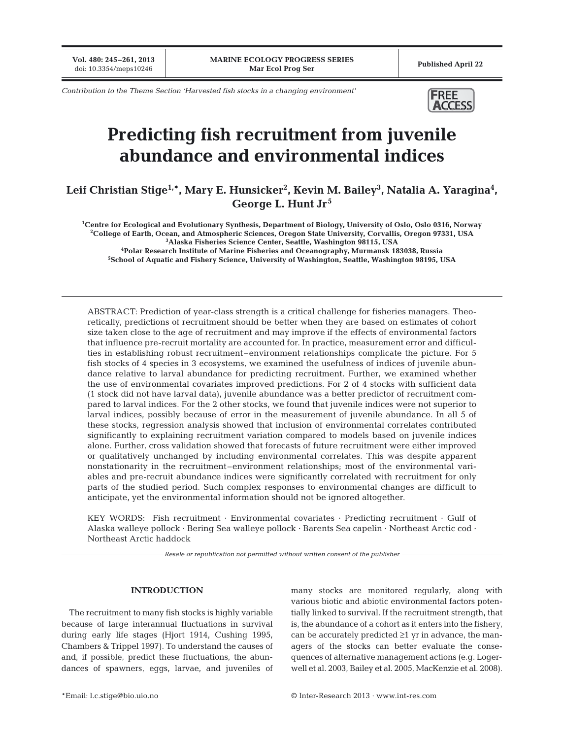*Contribution to the Theme Section 'Harvested fish stocks in a changing environment'*

# Predicting fish recruitment from juvenile abundance and environmental indices

**Leif Christian Stige[1,*], Mary E. Hunsicker[2], Kevin M. Bailey[3], Natalia A. Yaragina[4], George L. Hunt Jr[5]**

[1]Centre for Ecological and Evolutionary Synthesis, Department of Biology, University of Oslo, Oslo 0316, Norway
[2]College of Earth, Ocean, and Atmospheric Sciences, Oregon State University, Corvallis, Oregon 97331, USA
[3]Alaska Fisheries Science Center, Seattle, Washington 98115, USA
[4]Polar Research Institute of Marine Fisheries and Oceanography, Murmansk 183038, Russia
[5]School of Aquatic and Fishery Science, University of Washington, Seattle, Washington 98195, USA

ABSTRACT: Prediction of year-class strength is a critical challenge for fisheries managers. Theoretically, predictions of recruitment should be better when they are based on estimates of cohort size taken close to the age of recruitment and may improve if the effects of environmental factors that influence pre-recruit mortality are accounted for. In practice, measurement error and difficulties in establishing robust recruitment–environment relationships complicate the picture. For 5 fish stocks of 4 species in 3 ecosystems, we examined the usefulness of indices of juvenile abundance relative to larval abundance for predicting recruitment. Further, we examined whether the use of environmental covariates improved predictions. For 2 of 4 stocks with sufficient data (1 stock did not have larval data), juvenile abundance was a better predictor of recruitment compared to larval indices. For the 2 other stocks, we found that juvenile indices were not superior to larval indices, possibly because of error in the measurement of juvenile abundance. In all 5 of these stocks, regression analysis showed that inclusion of environmental correlates contributed significantly to explaining recruitment variation compared to models based on juvenile indices alone. Further, cross validation showed that forecasts of future recruitment were either improved or qualitatively unchanged by including environmental correlates. This was despite apparent nonstationarity in the recruitment–environment relationships; most of the environmental variables and pre-recruit abundance indices were significantly correlated with recruitment for only parts of the studied period. Such complex responses to environmental changes are difficult to anticipate, yet the environmental information should not be ignored altogether.

KEY WORDS: Fish recruitment · Environmental covariates · Predicting recruitment · Gulf of Alaska walleye pollock · Bering Sea walleye pollock · Barents Sea capelin · Northeast Arctic cod · Northeast Arctic haddock

*Resale or republication not permitted without written consent of the publisher*

## INTRODUCTION

The recruitment to many fish stocks is highly variable because of large interannual fluctuations in survival during early life stages (Hjort 1914, Cushing 1995, Chambers & Trippel 1997). To understand the causes of and, if possible, predict these fluctuations, the abundances of spawners, eggs, larvae, and juveniles of many stocks are monitored regularly, along with various biotic and abiotic environmental factors potentially linked to survival. If the recruitment strength, that is, the abundance of a cohort as it enters into the fishery, can be accurately predicted ≥1 yr in advance, the managers of the stocks can better evaluate the consequences of alternative management actions (e.g. Logerwell et al. 2003, Bailey et al. 2005, MacKenzie et al. 2008).

*Email: l.c.stige@bio.uio.no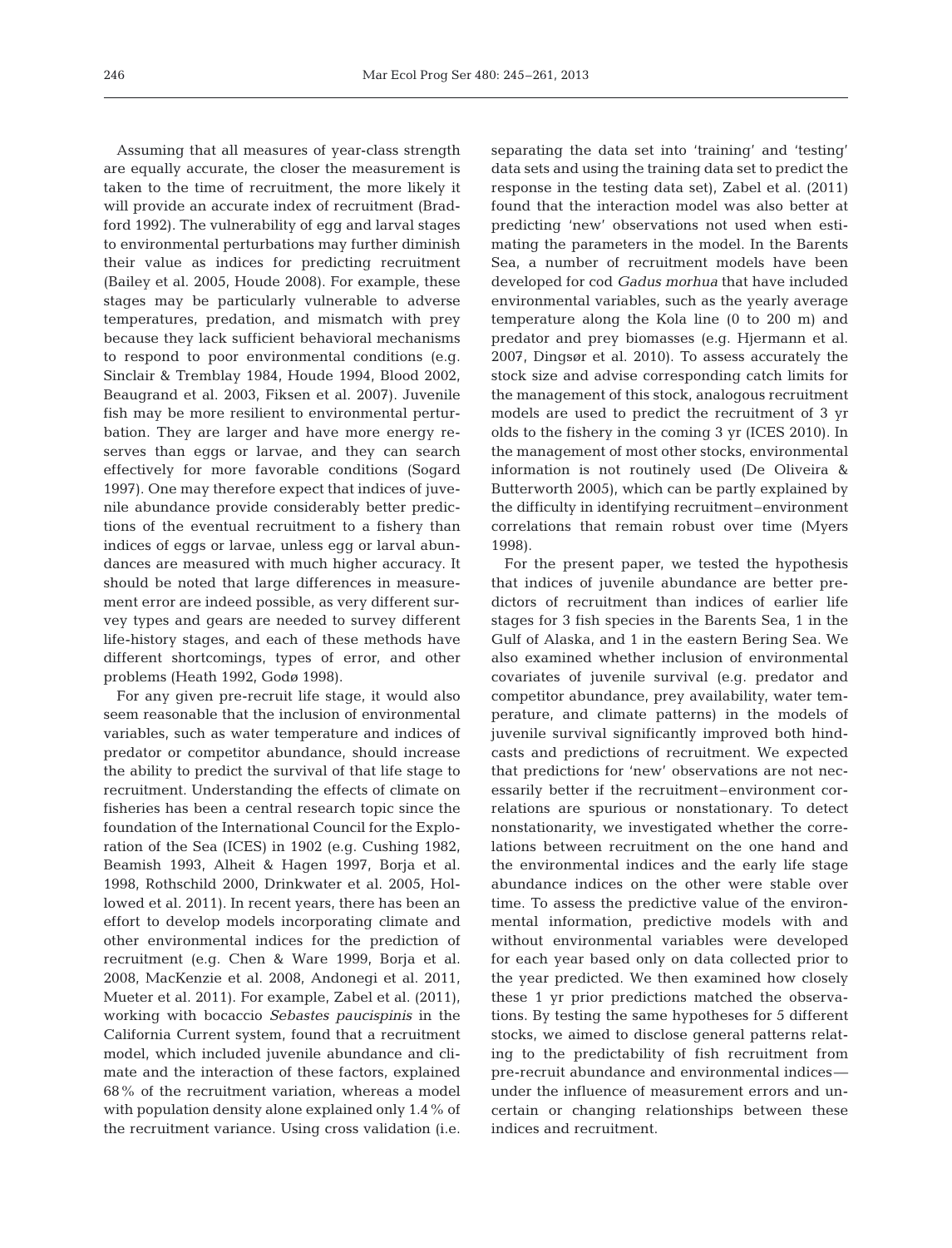Assuming that all measures of year-class strength are equally accurate, the closer the measurement is taken to the time of recruitment, the more likely it will provide an accurate index of recruitment (Bradford 1992). The vulnerability of egg and larval stages to environmental perturbations may further diminish their value as indices for predicting recruitment (Bailey et al. 2005, Houde 2008). For example, these stages may be particularly vulnerable to adverse temperatures, predation, and mismatch with prey because they lack sufficient behavioral mechanisms to respond to poor environmental conditions (e.g. Sinclair & Tremblay 1984, Houde 1994, Blood 2002, Beaugrand et al. 2003, Fiksen et al. 2007). Juvenile fish may be more resilient to environmental perturbation. They are larger and have more energy reserves than eggs or larvae, and they can search effectively for more favorable conditions (Sogard 1997). One may therefore expect that indices of juvenile abundance provide considerably better predictions of the eventual recruitment to a fishery than indices of eggs or larvae, unless egg or larval abundances are measured with much higher accuracy. It should be noted that large differences in measurement error are indeed possible, as very different survey types and gears are needed to survey different life-history stages, and each of these methods have different shortcomings, types of error, and other problems (Heath 1992, Godø 1998).

For any given pre-recruit life stage, it would also seem reasonable that the inclusion of environmental variables, such as water temperature and indices of predator or competitor abundance, should increase the ability to predict the survival of that life stage to recruitment. Understanding the effects of climate on fisheries has been a central research topic since the foundation of the International Council for the Exploration of the Sea (ICES) in 1902 (e.g. Cushing 1982, Beamish 1993, Alheit & Hagen 1997, Borja et al. 1998, Rothschild 2000, Drinkwater et al. 2005, Hollowed et al. 2011). In recent years, there has been an effort to develop models incorporating climate and other environmental indices for the prediction of recruitment (e.g. Chen & Ware 1999, Borja et al. 2008, MacKenzie et al. 2008, Andonegi et al. 2011, Mueter et al. 2011). For example, Zabel et al. (2011), working with bocaccio *Sebastes paucispinis* in the California Current system, found that a recruitment model, which included juvenile abundance and climate and the interaction of these factors, explained 68% of the recruitment variation, whereas a model with population density alone explained only 1.4% of the recruitment variance. Using cross validation (i.e. separating the data set into 'training' and 'testing' data sets and using the training data set to predict the response in the testing data set), Zabel et al. (2011) found that the interaction model was also better at predicting 'new' observations not used when estimating the parameters in the model. In the Barents Sea, a number of recruitment models have been developed for cod *Gadus morhua* that have included environmental variables, such as the yearly average temperature along the Kola line (0 to 200 m) and predator and prey biomasses (e.g. Hjermann et al. 2007, Dingsør et al. 2010). To assess accurately the stock size and advise corresponding catch limits for the management of this stock, analogous recruitment models are used to predict the recruitment of 3 yr olds to the fishery in the coming 3 yr (ICES 2010). In the management of most other stocks, environmental information is not routinely used (De Oliveira & Butterworth 2005), which can be partly explained by the difficulty in identifying recruitment–environment correlations that remain robust over time (Myers 1998).

For the present paper, we tested the hypothesis that indices of juvenile abundance are better predictors of recruitment than indices of earlier life stages for 3 fish species in the Barents Sea, 1 in the Gulf of Alaska, and 1 in the eastern Bering Sea. We also examined whether inclusion of environmental covariates of juvenile survival (e.g. predator and competitor abundance, prey availability, water temperature, and climate patterns) in the models of juvenile survival significantly improved both hindcasts and predictions of recruitment. We expected that predictions for 'new' observations are not necessarily better if the recruitment–environment correlations are spurious or nonstationary. To detect nonstationarity, we investigated whether the correlations between recruitment on the one hand and the environmental indices and the early life stage abundance indices on the other were stable over time. To assess the predictive value of the environmental information, predictive models with and without environmental variables were developed for each year based only on data collected prior to the year predicted. We then examined how closely these 1 yr prior predictions matched the observations. By testing the same hypotheses for 5 different stocks, we aimed to disclose general patterns relating to the predictability of fish recruitment from pre-recruit abundance and environmental indices—under the influence of measurement errors and uncertain or changing relationships between these indices and recruitment.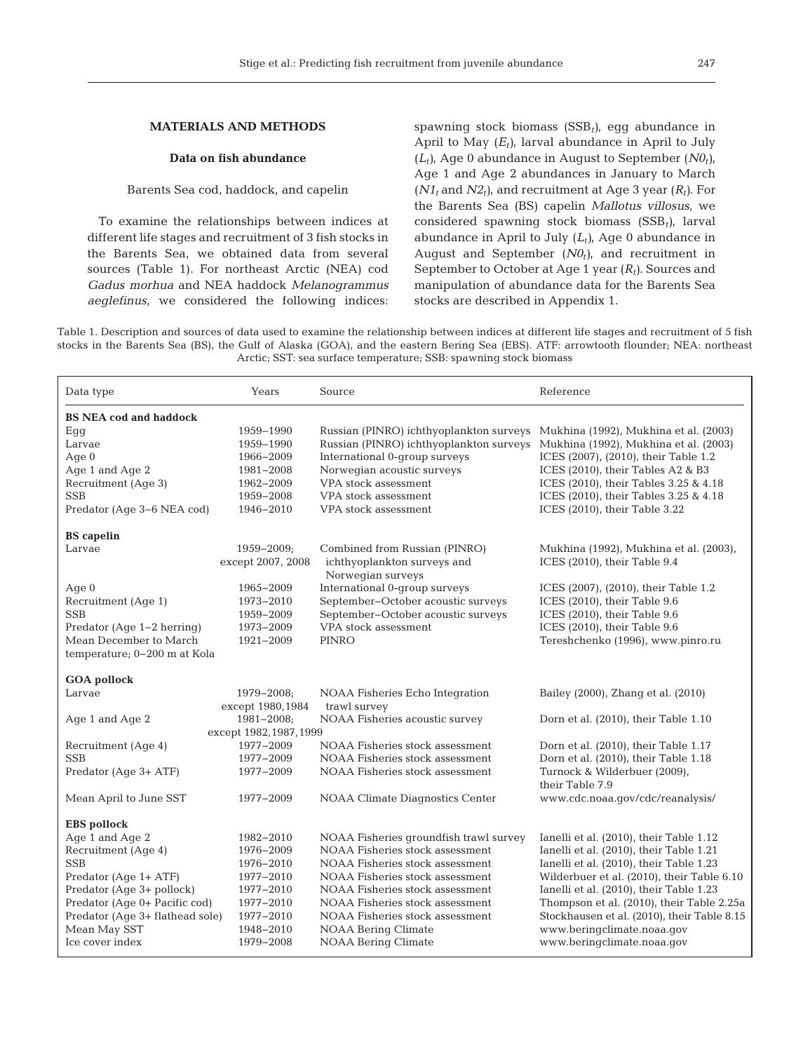## MATERIALS AND METHODS

### Data on fish abundance

#### Barents Sea cod, haddock, and capelin

To examine the relationships between indices at different life stages and recruitment of 3 fish stocks in the Barents Sea, we obtained data from several sources (Table 1). For northeast Arctic (NEA) cod *Gadus morhua* and NEA haddock *Melanogrammus aeglefinus*, we considered the following indices: spawning stock biomass ($SSB_t$), egg abundance in April to May ($E_t$), larval abundance in April to July ($L_t$), Age 0 abundance in August to September ($N0_t$), Age 1 and Age 2 abundances in January to March ($N1_t$ and $N2_t$), and recruitment at Age 3 year ($R_t$). For the Barents Sea (BS) capelin *Mallotus villosus*, we considered spawning stock biomass ($SSB_t$), larval abundance in April to July ($L_t$), Age 0 abundance in August and September ($N0_t$), and recruitment in September to October at Age 1 year ($R_t$). Sources and manipulation of abundance data for the Barents Sea stocks are described in Appendix 1.

Table 1. Description and sources of data used to examine the relationship between indices at different life stages and recruitment of 5 fish stocks in the Barents Sea (BS), the Gulf of Alaska (GOA), and the eastern Bering Sea (EBS). ATF: arrowtooth flounder; NEA: northeast Arctic; SST: sea surface temperature; SSB: spawning stock biomass

| Data type | Years | Source | Reference |
|---|---|---|---|
| **BS NEA cod and haddock** | | | |
| Egg | 1959–1990 | Russian (PINRO) ichthyoplankton surveys | Mukhina (1992), Mukhina et al. (2003) |
| Larvae | 1959–1990 | Russian (PINRO) ichthyoplankton surveys | Mukhina (1992), Mukhina et al. (2003) |
| Age 0 | 1966–2009 | International 0-group surveys | ICES (2007), (2010), their Table 1.2 |
| Age 1 and Age 2 | 1981–2008 | Norwegian acoustic surveys | ICES (2010), their Tables A2 & B3 |
| Recruitment (Age 3) | 1962–2009 | VPA stock assessment | ICES (2010), their Tables 3.25 & 4.18 |
| SSB | 1959–2008 | VPA stock assessment | ICES (2010), their Tables 3.25 & 4.18 |
| Predator (Age 3–6 NEA cod) | 1946–2010 | VPA stock assessment | ICES (2010), their Table 3.22 |
| **BS capelin** | | | |
| Larvae | 1959–2009; except 2007, 2008 | Combined from Russian (PINRO) ichthyoplankton surveys and Norwegian surveys | Mukhina (1992), Mukhina et al. (2003), ICES (2010), their Table 9.4 |
| Age 0 | 1965–2009 | International 0-group surveys | ICES (2007), (2010), their Table 1.2 |
| Recruitment (Age 1) | 1973–2010 | September–October acoustic surveys | ICES (2010), their Table 9.6 |
| SSB | 1959–2009 | September–October acoustic surveys | ICES (2010), their Table 9.6 |
| Predator (Age 1–2 herring) | 1973–2009 | VPA stock assessment | ICES (2010), their Table 9.6 |
| Mean December to March temperature; 0–200 m at Kola | 1921–2009 | PINRO | Tereshchenko (1996), www.pinro.ru |
| **GOA pollock** | | | |
| Larvae | 1979–2008; except 1980,1984 | NOAA Fisheries Echo Integration trawl survey | Bailey (2000), Zhang et al. (2010) |
| Age 1 and Age 2 | 1981–2008; except 1982,1987,1999 | NOAA Fisheries acoustic survey | Dorn et al. (2010), their Table 1.10 |
| Recruitment (Age 4) | 1977–2009 | NOAA Fisheries stock assessment | Dorn et al. (2010), their Table 1.17 |
| SSB | 1977–2009 | NOAA Fisheries stock assessment | Dorn et al. (2010), their Table 1.18 |
| Predator (Age 3+ ATF) | 1977–2009 | NOAA Fisheries stock assessment | Turnock & Wilderbuer (2009), their Table 7.9 |
| Mean April to June SST | 1977–2009 | NOAA Climate Diagnostics Center | www.cdc.noaa.gov/cdc/reanalysis/ |
| **EBS pollock** | | | |
| Age 1 and Age 2 | 1982–2010 | NOAA Fisheries groundfish trawl survey | Ianelli et al. (2010), their Table 1.12 |
| Recruitment (Age 4) | 1976–2009 | NOAA Fisheries stock assessment | Ianelli et al. (2010), their Table 1.21 |
| SSB | 1976–2010 | NOAA Fisheries stock assessment | Ianelli et al. (2010), their Table 1.23 |
| Predator (Age 1+ ATF) | 1977–2010 | NOAA Fisheries stock assessment | Wilderbuer et al. (2010), their Table 6.10 |
| Predator (Age 3+ pollock) | 1977–2010 | NOAA Fisheries stock assessment | Ianelli et al. (2010), their Table 1.23 |
| Predator (Age 0+ Pacific cod) | 1977–2010 | NOAA Fisheries stock assessment | Thompson et al. (2010), their Table 2.25a |
| Predator (Age 3+ flathead sole) | 1977–2010 | NOAA Fisheries stock assessment | Stockhausen et al. (2010), their Table 8.15 |
| Mean May SST | 1948–2010 | NOAA Bering Climate | www.beringclimate.noaa.gov |
| Ice cover index | 1979–2008 | NOAA Bering Climate | www.beringclimate.noaa.gov |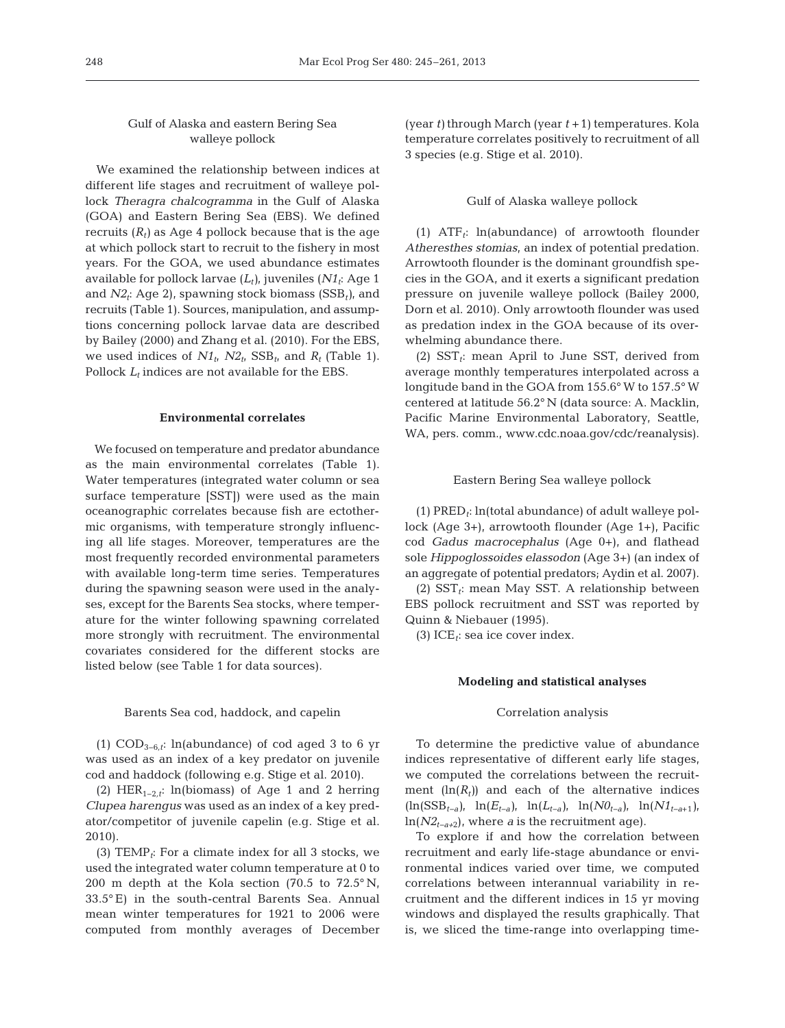### Gulf of Alaska and eastern Bering Sea walleye pollock

We examined the relationship between indices at different life stages and recruitment of walleye pollock *Theragra chalcogramma* in the Gulf of Alaska (GOA) and Eastern Bering Sea (EBS). We defined recruits ($R_t$) as Age 4 pollock because that is the age at which pollock start to recruit to the fishery in most years. For the GOA, we used abundance estimates available for pollock larvae ($L_t$), juveniles ($N1_t$: Age 1 and $N2_t$: Age 2), spawning stock biomass ($SSB_t$), and recruits (Table 1). Sources, manipulation, and assumptions concerning pollock larvae data are described by Bailey (2000) and Zhang et al. (2010). For the EBS, we used indices of $N1_t$, $N2_t$, $SSB_t$, and $R_t$ (Table 1). Pollock $L_t$ indices are not available for the EBS.

#### Environmental correlates

We focused on temperature and predator abundance as the main environmental correlates (Table 1). Water temperatures (integrated water column or sea surface temperature [SST]) were used as the main oceanographic correlates because fish are ectothermic organisms, with temperature strongly influencing all life stages. Moreover, temperatures are the most frequently recorded environmental parameters with available long-term time series. Temperatures during the spawning season were used in the analyses, except for the Barents Sea stocks, where temperature for the winter following spawning correlated more strongly with recruitment. The environmental covariates considered for the different stocks are listed below (see Table 1 for data sources).

##### Barents Sea cod, haddock, and capelin

(1) $COD_{3-6,t}$: ln(abundance) of cod aged 3 to 6 yr was used as an index of a key predator on juvenile cod and haddock (following e.g. Stige et al. 2010).

(2) $HER_{1-2,t}$: ln(biomass) of Age 1 and 2 herring *Clupea harengus* was used as an index of a key predator/competitor of juvenile capelin (e.g. Stige et al. 2010).

(3) $TEMP_t$: For a climate index for all 3 stocks, we used the integrated water column temperature at 0 to 200 m depth at the Kola section (70.5 to 72.5° N, 33.5° E) in the south-central Barents Sea. Annual mean winter temperatures for 1921 to 2006 were computed from monthly averages of December (year $t$) through March (year $t+1$) temperatures. Kola temperature correlates positively to recruitment of all 3 species (e.g. Stige et al. 2010).

##### Gulf of Alaska walleye pollock

(1) $ATF_t$: ln(abundance) of arrowtooth flounder *Atheresthes stomias*, an index of potential predation. Arrowtooth flounder is the dominant groundfish species in the GOA, and it exerts a significant predation pressure on juvenile walleye pollock (Bailey 2000, Dorn et al. 2010). Only arrowtooth flounder was used as predation index in the GOA because of its overwhelming abundance there.

(2) $SST_t$: mean April to June SST, derived from average monthly temperatures interpolated across a longitude band in the GOA from 155.6° W to 157.5° W centered at latitude 56.2° N (data source: A. Macklin, Pacific Marine Environmental Laboratory, Seattle, WA, pers. comm., www.cdc.noaa.gov/cdc/reanalysis).

##### Eastern Bering Sea walleye pollock

(1) $PRED_t$: ln(total abundance) of adult walleye pollock (Age 3+), arrowtooth flounder (Age 1+), Pacific cod *Gadus macrocephalus* (Age 0+), and flathead sole *Hippoglossoides elassodon* (Age 3+) (an index of an aggregate of potential predators; Aydin et al. 2007).

(2) $SST_t$: mean May SST. A relationship between EBS pollock recruitment and SST was reported by Quinn & Niebauer (1995).

(3) $ICE_t$: sea ice cover index.

#### Modeling and statistical analyses

##### Correlation analysis

To determine the predictive value of abundance indices representative of different early life stages, we computed the correlations between the recruitment ($\ln(R_t)$) and each of the alternative indices ($\ln(SSB_{t-a})$, $\ln(E_{t-a})$, $\ln(L_{t-a})$, $\ln(N0_{t-a})$, $\ln(N1_{t-a+1})$, $\ln(N2_{t-a+2})$, where $a$ is the recruitment age).

To explore if and how the correlation between recruitment and early life-stage abundance or environmental indices varied over time, we computed correlations between interannual variability in recruitment and the different indices in 15 yr moving windows and displayed the results graphically. That is, we sliced the time-range into overlapping time-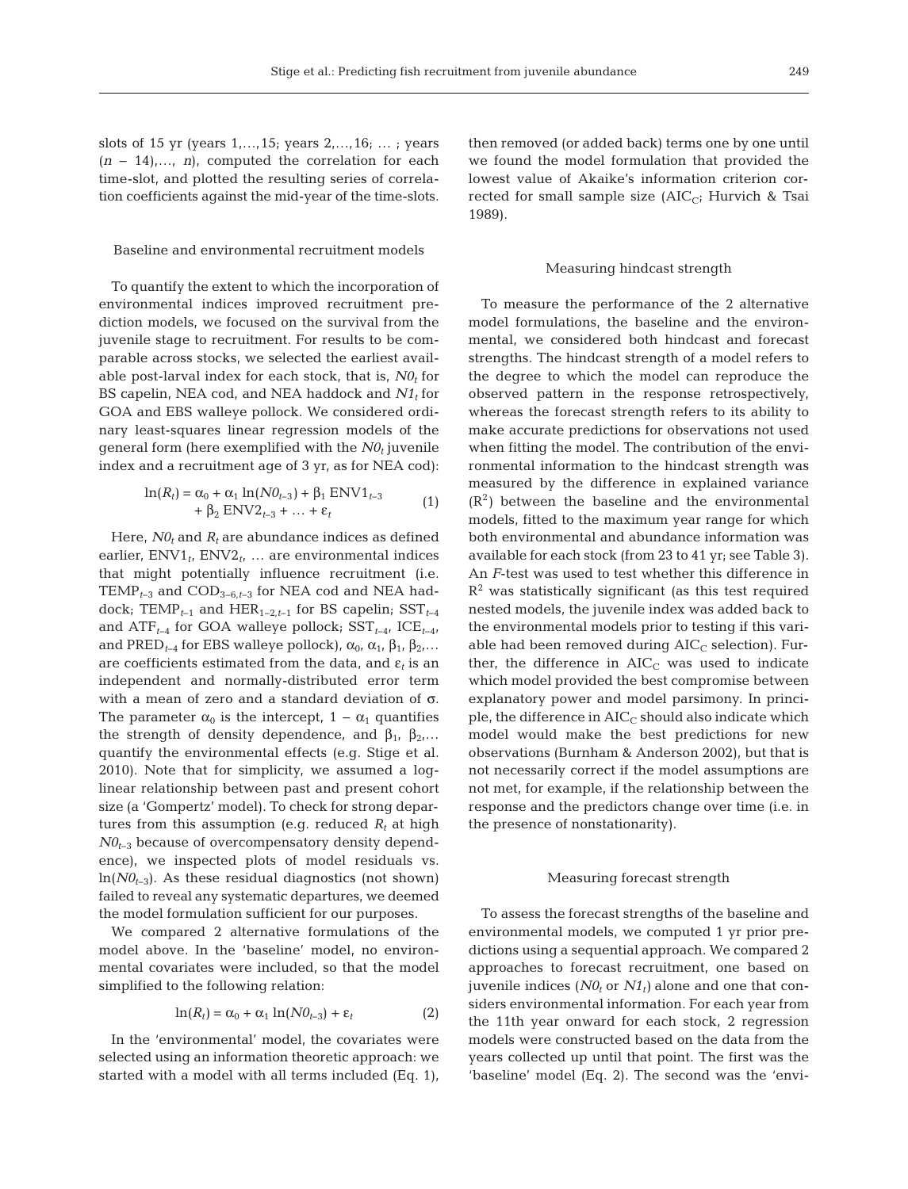slots of 15 yr (years 1,…,15; years 2,…,16; … ; years $(n - 14)$,…, $n$), computed the correlation for each time-slot, and plotted the resulting series of correlation coefficients against the mid-year of the time-slots.

### Baseline and environmental recruitment models

To quantify the extent to which the incorporation of environmental indices improved recruitment prediction models, we focused on the survival from the juvenile stage to recruitment. For results to be comparable across stocks, we selected the earliest available post-larval index for each stock, that is, $N0_t$ for BS capelin, NEA cod, and NEA haddock and $N1_t$ for GOA and EBS walleye pollock. We considered ordinary least-squares linear regression models of the general form (here exemplified with the $N0_t$ juvenile index and a recruitment age of 3 yr, as for NEA cod):

$$\ln(R_t) = \alpha_0 + \alpha_1 \ln(N0_{t-3}) + \beta_1 \, \mathrm{ENV1}_{t-3} + \beta_2 \, \mathrm{ENV2}_{t-3} + \ldots + \varepsilon_t \quad (1)$$

Here, $N0_t$ and $R_t$ are abundance indices as defined earlier, $\mathrm{ENV1}_t$, $\mathrm{ENV2}_t$, … are environmental indices that might potentially influence recruitment (i.e. $\mathrm{TEMP}_{t-3}$ and $\mathrm{COD}_{3-6,t-3}$ for NEA cod and NEA haddock; $\mathrm{TEMP}_{t-1}$ and $\mathrm{HER}_{1-2,t-1}$ for BS capelin; $\mathrm{SST}_{t-4}$ and $\mathrm{ATF}_{t-4}$ for GOA walleye pollock; $\mathrm{SST}_{t-4}$, $\mathrm{ICE}_{t-4}$, and $\mathrm{PRED}_{t-4}$ for EBS walleye pollock), $\alpha_0$, $\alpha_1$, $\beta_1$, $\beta_2$,… are coefficients estimated from the data, and $\varepsilon_t$ is an independent and normally-distributed error term with a mean of zero and a standard deviation of $\sigma$. The parameter $\alpha_0$ is the intercept, $1 - \alpha_1$ quantifies the strength of density dependence, and $\beta_1$, $\beta_2$,… quantify the environmental effects (e.g. Stige et al. 2010). Note that for simplicity, we assumed a log-linear relationship between past and present cohort size (a 'Gompertz' model). To check for strong departures from this assumption (e.g. reduced $R_t$ at high $N0_{t-3}$ because of overcompensatory density dependence), we inspected plots of model residuals vs. $\ln(N0_{t-3})$. As these residual diagnostics (not shown) failed to reveal any systematic departures, we deemed the model formulation sufficient for our purposes.

We compared 2 alternative formulations of the model above. In the 'baseline' model, no environmental covariates were included, so that the model simplified to the following relation:

$$\ln(R_t) = \alpha_0 + \alpha_1 \ln(N0_{t-3}) + \varepsilon_t \quad (2)$$

In the 'environmental' model, the covariates were selected using an information theoretic approach: we started with a model with all terms included (Eq. 1), then removed (or added back) terms one by one until we found the model formulation that provided the lowest value of Akaike's information criterion corrected for small sample size ($\mathrm{AIC_C}$; Hurvich & Tsai 1989).

### Measuring hindcast strength

To measure the performance of the 2 alternative model formulations, the baseline and the environmental, we considered both hindcast and forecast strengths. The hindcast strength of a model refers to the degree to which the model can reproduce the observed pattern in the response retrospectively, whereas the forecast strength refers to its ability to make accurate predictions for observations not used when fitting the model. The contribution of the environmental information to the hindcast strength was measured by the difference in explained variance ($R^2$) between the baseline and the environmental models, fitted to the maximum year range for which both environmental and abundance information was available for each stock (from 23 to 41 yr; see Table 3). An $F$-test was used to test whether this difference in $R^2$ was statistically significant (as this test required nested models, the juvenile index was added back to the environmental models prior to testing if this variable had been removed during $\mathrm{AIC_C}$ selection). Further, the difference in $\mathrm{AIC_C}$ was used to indicate which model provided the best compromise between explanatory power and model parsimony. In principle, the difference in $\mathrm{AIC_C}$ should also indicate which model would make the best predictions for new observations (Burnham & Anderson 2002), but that is not necessarily correct if the model assumptions are not met, for example, if the relationship between the response and the predictors change over time (i.e. in the presence of nonstationarity).

### Measuring forecast strength

To assess the forecast strengths of the baseline and environmental models, we computed 1 yr prior predictions using a sequential approach. We compared 2 approaches to forecast recruitment, one based on juvenile indices ($N0_t$ or $N1_t$) alone and one that considers environmental information. For each year from the 11th year onward for each stock, 2 regression models were constructed based on the data from the years collected up until that point. The first was the 'baseline' model (Eq. 2). The second was the 'envi-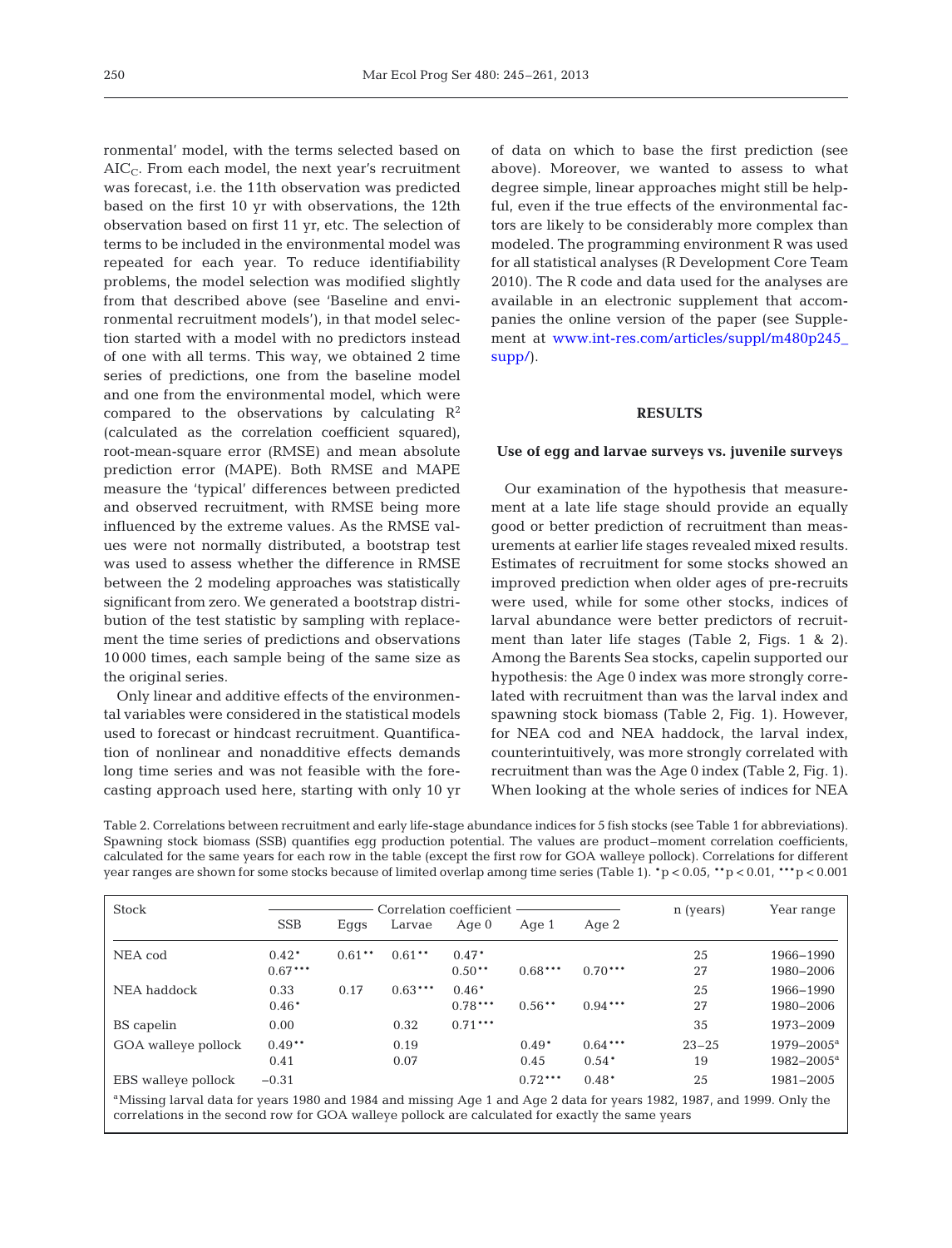ronmental' model, with the terms selected based on $AIC_C$. From each model, the next year's recruitment was forecast, i.e. the 11th observation was predicted based on the first 10 yr with observations, the 12th observation based on first 11 yr, etc. The selection of terms to be included in the environmental model was repeated for each year. To reduce identifiability problems, the model selection was modified slightly from that described above (see 'Baseline and environmental recruitment models'), in that model selection started with a model with no predictors instead of one with all terms. This way, we obtained 2 time series of predictions, one from the baseline model and one from the environmental model, which were compared to the observations by calculating $R^2$ (calculated as the correlation coefficient squared), root-mean-square error (RMSE) and mean absolute prediction error (MAPE). Both RMSE and MAPE measure the 'typical' differences between predicted and observed recruitment, with RMSE being more influenced by the extreme values. As the RMSE values were not normally distributed, a bootstrap test was used to assess whether the difference in RMSE between the 2 modeling approaches was statistically significant from zero. We generated a bootstrap distribution of the test statistic by sampling with replacement the time series of predictions and observations 10 000 times, each sample being of the same size as the original series.

Only linear and additive effects of the environmental variables were considered in the statistical models used to forecast or hindcast recruitment. Quantification of nonlinear and nonadditive effects demands long time series and was not feasible with the forecasting approach used here, starting with only 10 yr of data on which to base the first prediction (see above). Moreover, we wanted to assess to what degree simple, linear approaches might still be helpful, even if the true effects of the environmental factors are likely to be considerably more complex than modeled. The programming environment R was used for all statistical analyses (R Development Core Team 2010). The R code and data used for the analyses are available in an electronic supplement that accompanies the online version of the paper (see Supplement at www.int-res.com/articles/suppl/m480p245_supp/).

## RESULTS

### Use of egg and larvae surveys vs. juvenile surveys

Our examination of the hypothesis that measurement at a late life stage should provide an equally good or better prediction of recruitment than measurements at earlier life stages revealed mixed results. Estimates of recruitment for some stocks showed an improved prediction when older ages of pre-recruits were used, while for some other stocks, indices of larval abundance were better predictors of recruitment than later life stages (Table 2, Figs. 1 & 2). Among the Barents Sea stocks, capelin supported our hypothesis: the Age 0 index was more strongly correlated with recruitment than was the larval index and spawning stock biomass (Table 2, Fig. 1). However, for NEA cod and NEA haddock, the larval index, counterintuitively, was more strongly correlated with recruitment than was the Age 0 index (Table 2, Fig. 1). When looking at the whole series of indices for NEA

Table 2. Correlations between recruitment and early life-stage abundance indices for 5 fish stocks (see Table 1 for abbreviations). Spawning stock biomass (SSB) quantifies egg production potential. The values are product–moment correlation coefficients, calculated for the same years for each row in the table (except the first row for GOA walleye pollock). Correlations for different year ranges are shown for some stocks because of limited overlap among time series (Table 1). *p < 0.05, **p < 0.01, ***p < 0.001

| Stock | Correlation coefficient | | | | | | n (years) | Year range |
|---|---|---|---|---|---|---|---|---|
| | SSB | Eggs | Larvae | Age 0 | Age 1 | Age 2 | | |
| NEA cod | 0.42* | 0.61** | 0.61** | 0.47* | | | 25 | 1966–1990 |
| | 0.67*** | | | 0.50** | 0.68*** | 0.70*** | 27 | 1980–2006 |
| NEA haddock | 0.33 | 0.17 | 0.63*** | 0.46* | | | 25 | 1966–1990 |
| | 0.46* | | | 0.78*** | 0.56** | 0.94*** | 27 | 1980–2006 |
| BS capelin | 0.00 | | 0.32 | 0.71*** | | | 35 | 1973–2009 |
| GOA walleye pollock | 0.49** | | 0.19 | | 0.49* | 0.64*** | 23–25 | 1979–2005[a] |
| | 0.41 | | 0.07 | | 0.45 | 0.54* | 19 | 1982–2005[a] |
| EBS walleye pollock | −0.31 | | | | 0.72*** | 0.48* | 25 | 1981–2005 |

[a]Missing larval data for years 1980 and 1984 and missing Age 1 and Age 2 data for years 1982, 1987, and 1999. Only the correlations in the second row for GOA walleye pollock are calculated for exactly the same years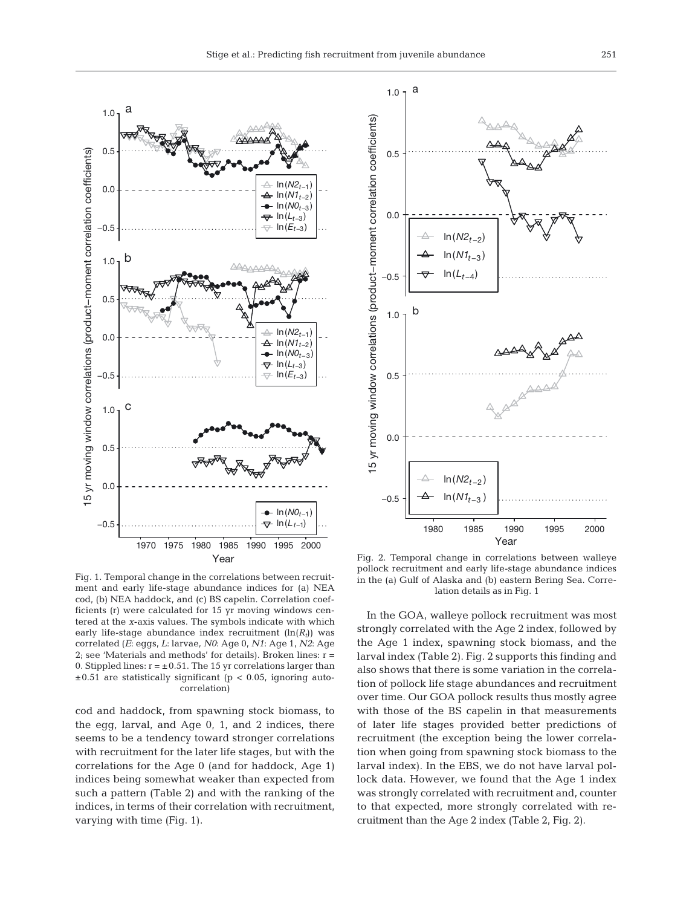Fig. 1. Temporal change in the correlations between recruitment and early life-stage abundance indices for (a) NEA cod, (b) NEA haddock, and (c) BS capelin. Correlation coefficients (r) were calculated for 15 yr moving windows centered at the x-axis values. The symbols indicate with which early life-stage abundance index recruitment ($\ln(R_t)$) was correlated (*E*: eggs, *L*: larvae, *N0*: Age 0, *N1*: Age 1, *N2*: Age 2; see 'Materials and methods' for details). Broken lines: r = 0. Stippled lines: r = ±0.51. The 15 yr correlations larger than ±0.51 are statistically significant ($p < 0.05$, ignoring autocorrelation)

cod and haddock, from spawning stock biomass, to the egg, larval, and Age 0, 1, and 2 indices, there seems to be a tendency toward stronger correlations with recruitment for the later life stages, but with the correlations for the Age 0 (and for haddock, Age 1) indices being somewhat weaker than expected from such a pattern (Table 2) and with the ranking of the indices, in terms of their correlation with recruitment, varying with time (Fig. 1).

Fig. 2. Temporal change in correlations between walleye pollock recruitment and early life-stage abundance indices in the (a) Gulf of Alaska and (b) eastern Bering Sea. Correlation details as in Fig. 1

In the GOA, walleye pollock recruitment was most strongly correlated with the Age 2 index, followed by the Age 1 index, spawning stock biomass, and the larval index (Table 2). Fig. 2 supports this finding and also shows that there is some variation in the correlation of pollock life stage abundances and recruitment over time. Our GOA pollock results thus mostly agree with those of the BS capelin in that measurements of later life stages provided better predictions of recruitment (the exception being the lower correlation when going from spawning stock biomass to the larval index). In the EBS, we do not have larval pollock data. However, we found that the Age 1 index was strongly correlated with recruitment and, counter to that expected, more strongly correlated with recruitment than the Age 2 index (Table 2, Fig. 2).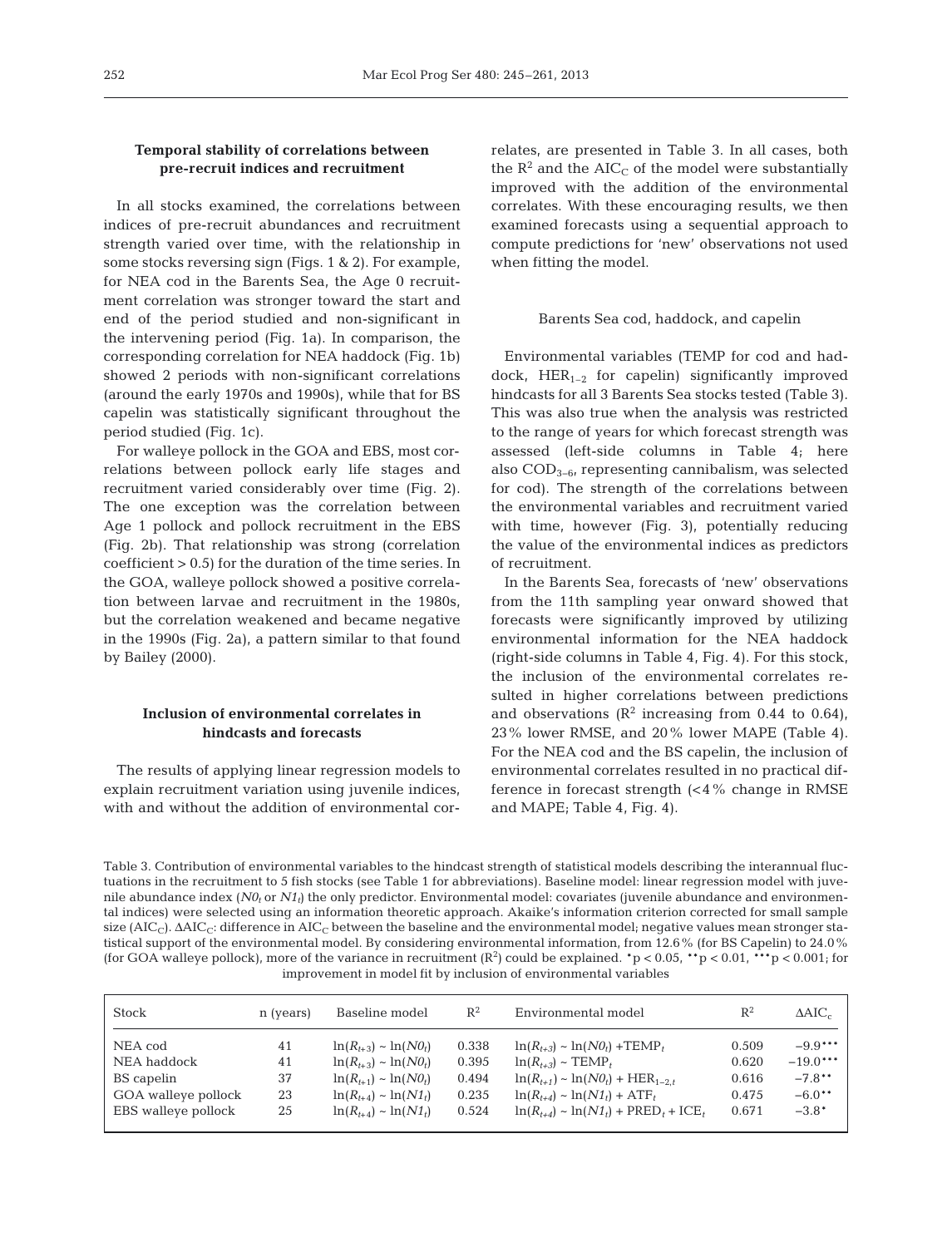### Temporal stability of correlations between pre-recruit indices and recruitment

In all stocks examined, the correlations between indices of pre-recruit abundances and recruitment strength varied over time, with the relationship in some stocks reversing sign (Figs. 1 & 2). For example, for NEA cod in the Barents Sea, the Age 0 recruitment correlation was stronger toward the start and end of the period studied and non-significant in the intervening period (Fig. 1a). In comparison, the corresponding correlation for NEA haddock (Fig. 1b) showed 2 periods with non-significant correlations (around the early 1970s and 1990s), while that for BS capelin was statistically significant throughout the period studied (Fig. 1c).

For walleye pollock in the GOA and EBS, most correlations between pollock early life stages and recruitment varied considerably over time (Fig. 2). The one exception was the correlation between Age 1 pollock and pollock recruitment in the EBS (Fig. 2b). That relationship was strong (correlation coefficient > 0.5) for the duration of the time series. In the GOA, walleye pollock showed a positive correlation between larvae and recruitment in the 1980s, but the correlation weakened and became negative in the 1990s (Fig. 2a), a pattern similar to that found by Bailey (2000).

### Inclusion of environmental correlates in hindcasts and forecasts

The results of applying linear regression models to explain recruitment variation using juvenile indices, with and without the addition of environmental correlates, are presented in Table 3. In all cases, both the $R^2$ and the $AIC_C$ of the model were substantially improved with the addition of the environmental correlates. With these encouraging results, we then examined forecasts using a sequential approach to compute predictions for 'new' observations not used when fitting the model.

#### Barents Sea cod, haddock, and capelin

Environmental variables (TEMP for cod and haddock, $HER_{1-2}$ for capelin) significantly improved hindcasts for all 3 Barents Sea stocks tested (Table 3). This was also true when the analysis was restricted to the range of years for which forecast strength was assessed (left-side columns in Table 4; here also $COD_{3-6}$, representing cannibalism, was selected for cod). The strength of the correlations between the environmental variables and recruitment varied with time, however (Fig. 3), potentially reducing the value of the environmental indices as predictors of recruitment.

In the Barents Sea, forecasts of 'new' observations from the 11th sampling year onward showed that forecasts were significantly improved by utilizing environmental information for the NEA haddock (right-side columns in Table 4, Fig. 4). For this stock, the inclusion of the environmental correlates resulted in higher correlations between predictions and observations ($R^2$ increasing from 0.44 to 0.64), 23% lower RMSE, and 20% lower MAPE (Table 4). For the NEA cod and the BS capelin, the inclusion of environmental correlates resulted in no practical difference in forecast strength (<4% change in RMSE and MAPE; Table 4, Fig. 4).

Table 3. Contribution of environmental variables to the hindcast strength of statistical models describing the interannual fluctuations in the recruitment to 5 fish stocks (see Table 1 for abbreviations). Baseline model: linear regression model with juvenile abundance index ($N0_t$ or $N1_t$) the only predictor. Environmental model: covariates (juvenile abundance and environmental indices) were selected using an information theoretic approach. Akaike's information criterion corrected for small sample size ($AIC_C$). $\Delta AIC_C$: difference in $AIC_C$ between the baseline and the environmental model; negative values mean stronger statistical support of the environmental model. By considering environmental information, from 12.6% (for BS Capelin) to 24.0% (for GOA walleye pollock), more of the variance in recruitment ($R^2$) could be explained. $^{*}p < 0.05$, $^{**}p < 0.01$, $^{***}p < 0.001$; for improvement in model fit by inclusion of environmental variables

| Stock | n (years) | Baseline model | $R^2$ | Environmental model | $R^2$ | $\Delta AIC_c$ |
|---|---|---|---|---|---|---|
| NEA cod | 41 | $\ln(R_{t+3}) \sim \ln(N0_t)$ | 0.338 | $\ln(R_{t+3}) \sim \ln(N0_t) + TEMP_t$ | 0.509 | $-9.9^{***}$ |
| NEA haddock | 41 | $\ln(R_{t+3}) \sim \ln(N0_t)$ | 0.395 | $\ln(R_{t+3}) \sim TEMP_t$ | 0.620 | $-19.0^{***}$ |
| BS capelin | 37 | $\ln(R_{t+1}) \sim \ln(N0_t)$ | 0.494 | $\ln(R_{t+1}) \sim \ln(N0_t) + HER_{1-2,t}$ | 0.616 | $-7.8^{**}$ |
| GOA walleye pollock | 23 | $\ln(R_{t+4}) \sim \ln(N1_t)$ | 0.235 | $\ln(R_{t+4}) \sim \ln(N1_t) + ATF_t$ | 0.475 | $-6.0^{**}$ |
| EBS walleye pollock | 25 | $\ln(R_{t+4}) \sim \ln(N1_t)$ | 0.524 | $\ln(R_{t+4}) \sim \ln(N1_t) + PRED_t + ICE_t$ | 0.671 | $-3.8^{*}$ |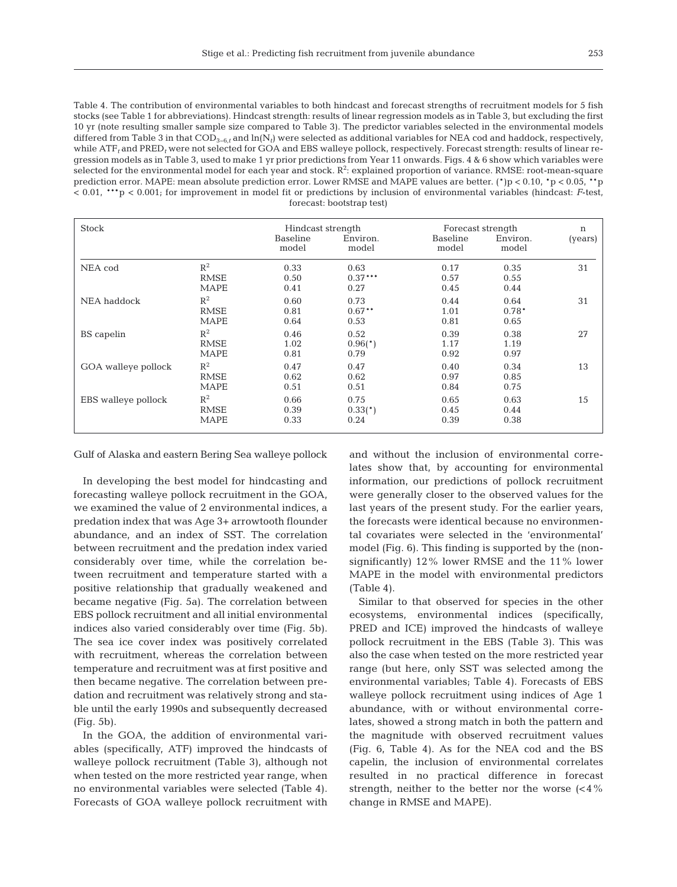Table 4. The contribution of environmental variables to both hindcast and forecast strengths of recruitment models for 5 fish stocks (see Table 1 for abbreviations). Hindcast strength: results of linear regression models as in Table 3, but excluding the first 10 yr (note resulting smaller sample size compared to Table 3). The predictor variables selected in the environmental models differed from Table 3 in that $COD_{3-6,t}$ and $\ln(N_t)$ were selected as additional variables for NEA cod and haddock, respectively, while $ATF_t$ and $PRED_t$ were not selected for GOA and EBS walleye pollock, respectively. Forecast strength: results of linear regression models as in Table 3, used to make 1 yr prior predictions from Year 11 onwards. Figs. 4 & 6 show which variables were selected for the environmental model for each year and stock. $R^2$: explained proportion of variance. RMSE: root-mean-square prediction error. MAPE: mean absolute prediction error. Lower RMSE and MAPE values are better. (\*)$p < 0.10$, \*$p < 0.05$, \*\*$p < 0.01$, \*\*\*$p < 0.001$; for improvement in model fit or predictions by inclusion of environmental variables (hindcast: F-test, forecast: bootstrap test)

| Stock | | Hindcast strength | | Forecast strength | | n |
|---|---|---|---|---|---|---|
| | | Baseline model | Environ. model | Baseline model | Environ. model | (years) |
| NEA cod | $R^2$ | 0.33 | 0.63 | 0.17 | 0.35 | 31 |
| | RMSE | 0.50 | 0.37\*\*\* | 0.57 | 0.55 | |
| | MAPE | 0.41 | 0.27 | 0.45 | 0.44 | |
| NEA haddock | $R^2$ | 0.60 | 0.73 | 0.44 | 0.64 | 31 |
| | RMSE | 0.81 | 0.67\*\* | 1.01 | 0.78\* | |
| | MAPE | 0.64 | 0.53 | 0.81 | 0.65 | |
| BS capelin | $R^2$ | 0.46 | 0.52 | 0.39 | 0.38 | 27 |
| | RMSE | 1.02 | 0.96(\*) | 1.17 | 1.19 | |
| | MAPE | 0.81 | 0.79 | 0.92 | 0.97 | |
| GOA walleye pollock | $R^2$ | 0.47 | 0.47 | 0.40 | 0.34 | 13 |
| | RMSE | 0.62 | 0.62 | 0.97 | 0.85 | |
| | MAPE | 0.51 | 0.51 | 0.84 | 0.75 | |
| EBS walleye pollock | $R^2$ | 0.66 | 0.75 | 0.65 | 0.63 | 15 |
| | RMSE | 0.39 | 0.33(\*) | 0.45 | 0.44 | |
| | MAPE | 0.33 | 0.24 | 0.39 | 0.38 | |

Gulf of Alaska and eastern Bering Sea walleye pollock

In developing the best model for hindcasting and forecasting walleye pollock recruitment in the GOA, we examined the value of 2 environmental indices, a predation index that was Age 3+ arrowtooth flounder abundance, and an index of SST. The correlation between recruitment and the predation index varied considerably over time, while the correlation between recruitment and temperature started with a positive relationship that gradually weakened and became negative (Fig. 5a). The correlation between EBS pollock recruitment and all initial environmental indices also varied considerably over time (Fig. 5b). The sea ice cover index was positively correlated with recruitment, whereas the correlation between temperature and recruitment was at first positive and then became negative. The correlation between predation and recruitment was relatively strong and stable until the early 1990s and subsequently decreased (Fig. 5b).

In the GOA, the addition of environmental variables (specifically, ATF) improved the hindcasts of walleye pollock recruitment (Table 3), although not when tested on the more restricted year range, when no environmental variables were selected (Table 4). Forecasts of GOA walleye pollock recruitment with and without the inclusion of environmental correlates show that, by accounting for environmental information, our predictions of pollock recruitment were generally closer to the observed values for the last years of the present study. For the earlier years, the forecasts were identical because no environmental covariates were selected in the 'environmental' model (Fig. 6). This finding is supported by the (non-significantly) 12% lower RMSE and the 11% lower MAPE in the model with environmental predictors (Table 4).

Similar to that observed for species in the other ecosystems, environmental indices (specifically, PRED and ICE) improved the hindcasts of walleye pollock recruitment in the EBS (Table 3). This was also the case when tested on the more restricted year range (but here, only SST was selected among the environmental variables; Table 4). Forecasts of EBS walleye pollock recruitment using indices of Age 1 abundance, with or without environmental correlates, showed a strong match in both the pattern and the magnitude with observed recruitment values (Fig. 6, Table 4). As for the NEA cod and the BS capelin, the inclusion of environmental correlates resulted in no practical difference in forecast strength, neither to the better nor the worse (<4% change in RMSE and MAPE).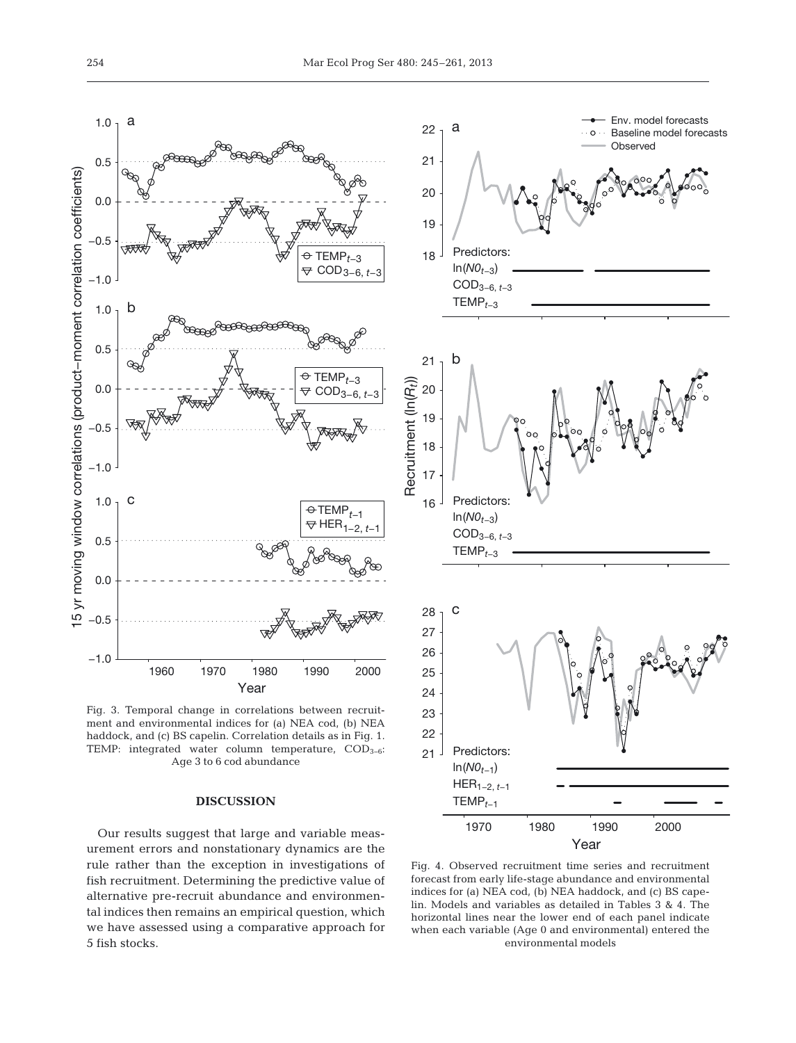Fig. 3. Temporal change in correlations between recruitment and environmental indices for (a) NEA cod, (b) NEA haddock, and (c) BS capelin. Correlation details as in Fig. 1. TEMP: integrated water column temperature, $COD_{3–6}$: Age 3 to 6 cod abundance

Fig. 4. Observed recruitment time series and recruitment forecast from early life-stage abundance and environmental indices for (a) NEA cod, (b) NEA haddock, and (c) BS capelin. Models and variables as detailed in Tables 3 & 4. The horizontal lines near the lower end of each panel indicate when each variable (Age 0 and environmental) entered the environmental models

## DISCUSSION

Our results suggest that large and variable measurement errors and nonstationary dynamics are the rule rather than the exception in investigations of fish recruitment. Determining the predictive value of alternative pre-recruit abundance and environmental indices then remains an empirical question, which we have assessed using a comparative approach for 5 fish stocks.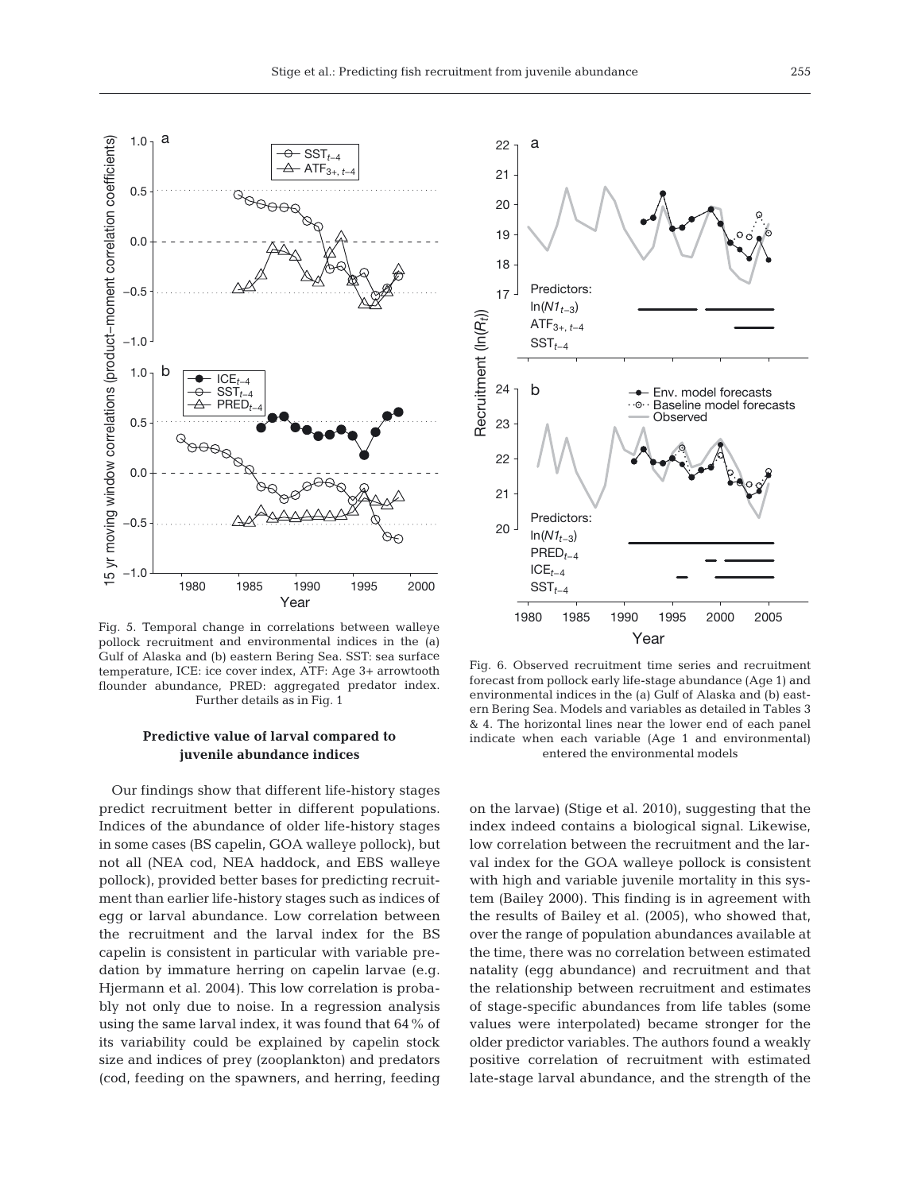Fig. 5. Temporal change in correlations between walleye pollock recruitment and environmental indices in the (a) Gulf of Alaska and (b) eastern Bering Sea. SST: sea surface temperature, ICE: ice cover index, ATF: Age 3+ arrowtooth flounder abundance, PRED: aggregated predator index. Further details as in Fig. 1

Fig. 6. Observed recruitment time series and recruitment forecast from pollock early life-stage abundance (Age 1) and environmental indices in the (a) Gulf of Alaska and (b) eastern Bering Sea. Models and variables as detailed in Tables 3 & 4. The horizontal lines near the lower end of each panel indicate when each variable (Age 1 and environmental) entered the environmental models

### Predictive value of larval compared to juvenile abundance indices

Our findings show that different life-history stages predict recruitment better in different populations. Indices of the abundance of older life-history stages in some cases (BS capelin, GOA walleye pollock), but not all (NEA cod, NEA haddock, and EBS walleye pollock), provided better bases for predicting recruitment than earlier life-history stages such as indices of egg or larval abundance. Low correlation between the recruitment and the larval index for the BS capelin is consistent in particular with variable predation by immature herring on capelin larvae (e.g. Hjermann et al. 2004). This low correlation is probably not only due to noise. In a regression analysis using the same larval index, it was found that 64% of its variability could be explained by capelin stock size and indices of prey (zooplankton) and predators (cod, feeding on the spawners, and herring, feeding on the larvae) (Stige et al. 2010), suggesting that the index indeed contains a biological signal. Likewise, low correlation between the recruitment and the larval index for the GOA walleye pollock is consistent with high and variable juvenile mortality in this system (Bailey 2000). This finding is in agreement with the results of Bailey et al. (2005), who showed that, over the range of population abundances available at the time, there was no correlation between estimated natality (egg abundance) and recruitment and that the relationship between recruitment and estimates of stage-specific abundances from life tables (some values were interpolated) became stronger for the older predictor variables. The authors found a weakly positive correlation of recruitment with estimated late-stage larval abundance, and the strength of the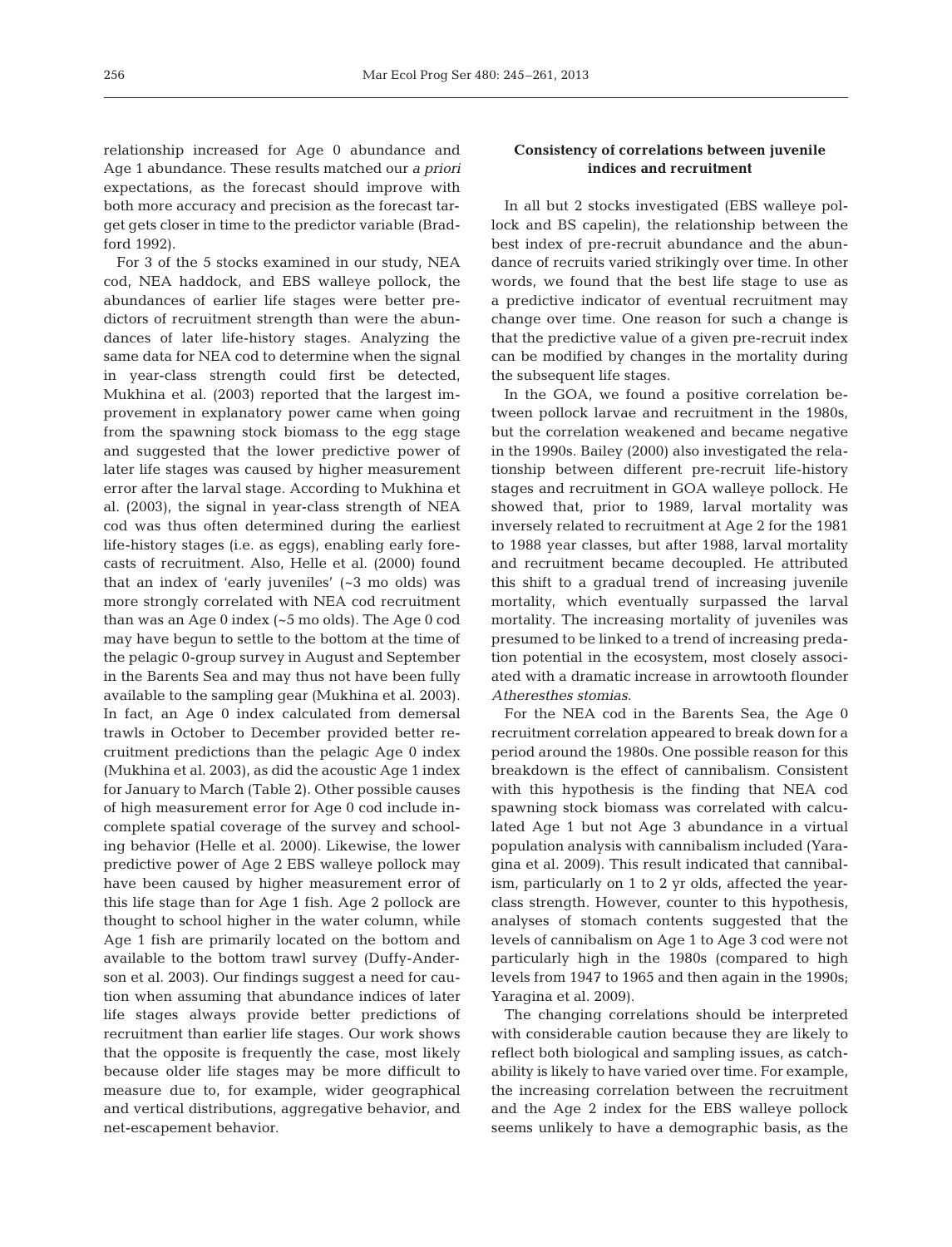relationship increased for Age 0 abundance and Age 1 abundance. These results matched our *a priori* expectations, as the forecast should improve with both more accuracy and precision as the forecast target gets closer in time to the predictor variable (Bradford 1992).

For 3 of the 5 stocks examined in our study, NEA cod, NEA haddock, and EBS walleye pollock, the abundances of earlier life stages were better predictors of recruitment strength than were the abundances of later life-history stages. Analyzing the same data for NEA cod to determine when the signal in year-class strength could first be detected, Mukhina et al. (2003) reported that the largest improvement in explanatory power came when going from the spawning stock biomass to the egg stage and suggested that the lower predictive power of later life stages was caused by higher measurement error after the larval stage. According to Mukhina et al. (2003), the signal in year-class strength of NEA cod was thus often determined during the earliest life-history stages (i.e. as eggs), enabling early forecasts of recruitment. Also, Helle et al. (2000) found that an index of 'early juveniles' (~3 mo olds) was more strongly correlated with NEA cod recruitment than was an Age 0 index (~5 mo olds). The Age 0 cod may have begun to settle to the bottom at the time of the pelagic 0-group survey in August and September in the Barents Sea and may thus not have been fully available to the sampling gear (Mukhina et al. 2003). In fact, an Age 0 index calculated from demersal trawls in October to December provided better recruitment predictions than the pelagic Age 0 index (Mukhina et al. 2003), as did the acoustic Age 1 index for January to March (Table 2). Other possible causes of high measurement error for Age 0 cod include incomplete spatial coverage of the survey and schooling behavior (Helle et al. 2000). Likewise, the lower predictive power of Age 2 EBS walleye pollock may have been caused by higher measurement error of this life stage than for Age 1 fish. Age 2 pollock are thought to school higher in the water column, while Age 1 fish are primarily located on the bottom and available to the bottom trawl survey (Duffy-Anderson et al. 2003). Our findings suggest a need for caution when assuming that abundance indices of later life stages always provide better predictions of recruitment than earlier life stages. Our work shows that the opposite is frequently the case, most likely because older life stages may be more difficult to measure due to, for example, wider geographical and vertical distributions, aggregative behavior, and net-escapement behavior.

### Consistency of correlations between juvenile indices and recruitment

In all but 2 stocks investigated (EBS walleye pollock and BS capelin), the relationship between the best index of pre-recruit abundance and the abundance of recruits varied strikingly over time. In other words, we found that the best life stage to use as a predictive indicator of eventual recruitment may change over time. One reason for such a change is that the predictive value of a given pre-recruit index can be modified by changes in the mortality during the subsequent life stages.

In the GOA, we found a positive correlation between pollock larvae and recruitment in the 1980s, but the correlation weakened and became negative in the 1990s. Bailey (2000) also investigated the relationship between different pre-recruit life-history stages and recruitment in GOA walleye pollock. He showed that, prior to 1989, larval mortality was inversely related to recruitment at Age 2 for the 1981 to 1988 year classes, but after 1988, larval mortality and recruitment became decoupled. He attributed this shift to a gradual trend of increasing juvenile mortality, which eventually surpassed the larval mortality. The increasing mortality of juveniles was presumed to be linked to a trend of increasing predation potential in the ecosystem, most closely associated with a dramatic increase in arrowtooth flounder *Atheresthes stomias*.

For the NEA cod in the Barents Sea, the Age 0 recruitment correlation appeared to break down for a period around the 1980s. One possible reason for this breakdown is the effect of cannibalism. Consistent with this hypothesis is the finding that NEA cod spawning stock biomass was correlated with calculated Age 1 but not Age 3 abundance in a virtual population analysis with cannibalism included (Yaragina et al. 2009). This result indicated that cannibalism, particularly on 1 to 2 yr olds, affected the year-class strength. However, counter to this hypothesis, analyses of stomach contents suggested that the levels of cannibalism on Age 1 to Age 3 cod were not particularly high in the 1980s (compared to high levels from 1947 to 1965 and then again in the 1990s; Yaragina et al. 2009).

The changing correlations should be interpreted with considerable caution because they are likely to reflect both biological and sampling issues, as catchability is likely to have varied over time. For example, the increasing correlation between the recruitment and the Age 2 index for the EBS walleye pollock seems unlikely to have a demographic basis, as the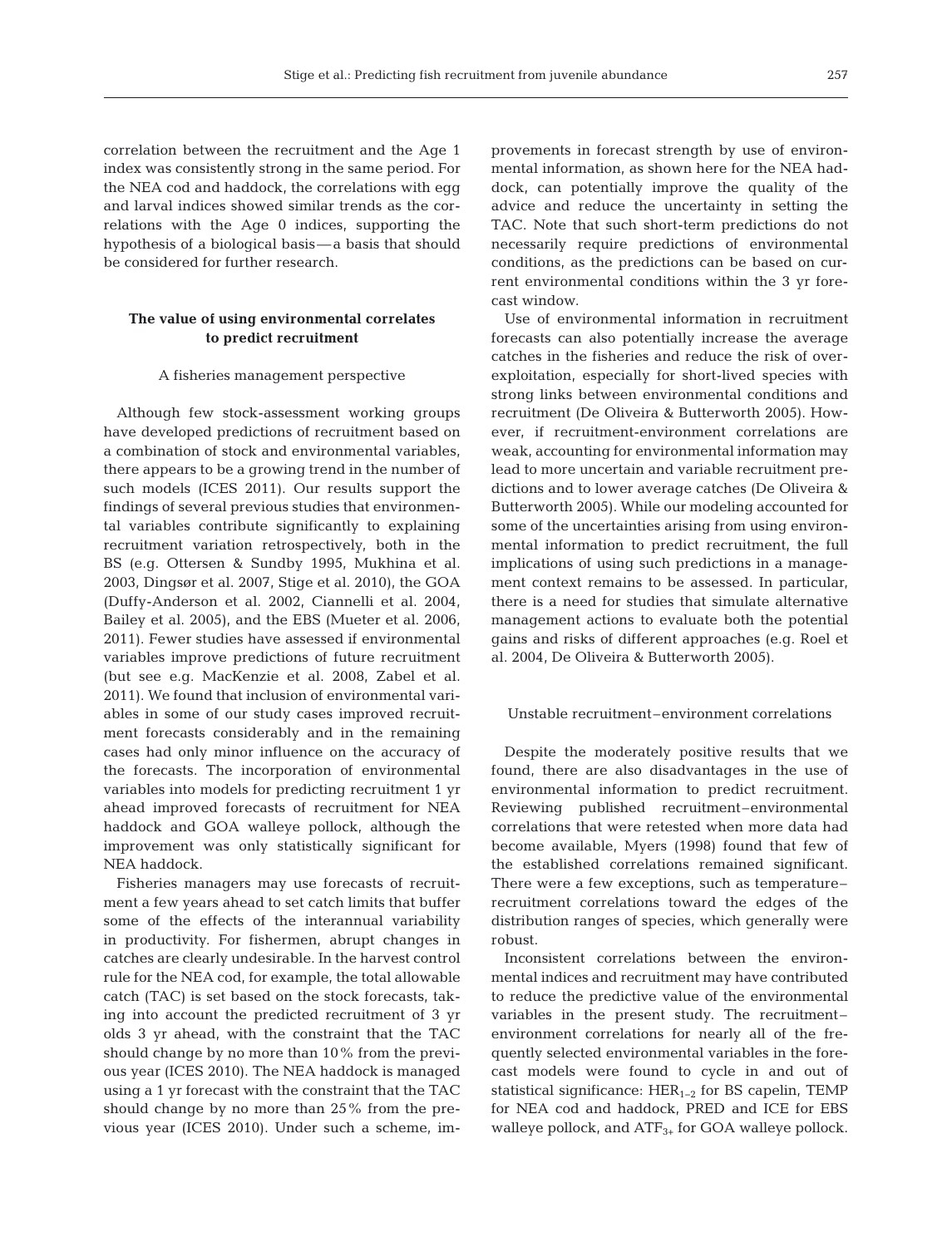correlation between the recruitment and the Age 1 index was consistently strong in the same period. For the NEA cod and haddock, the correlations with egg and larval indices showed similar trends as the correlations with the Age 0 indices, supporting the hypothesis of a biological basis—a basis that should be considered for further research.

## The value of using environmental correlates to predict recruitment

### A fisheries management perspective

Although few stock-assessment working groups have developed predictions of recruitment based on a combination of stock and environmental variables, there appears to be a growing trend in the number of such models (ICES 2011). Our results support the findings of several previous studies that environmental variables contribute significantly to explaining recruitment variation retrospectively, both in the BS (e.g. Ottersen & Sundby 1995, Mukhina et al. 2003, Dingsør et al. 2007, Stige et al. 2010), the GOA (Duffy-Anderson et al. 2002, Ciannelli et al. 2004, Bailey et al. 2005), and the EBS (Mueter et al. 2006, 2011). Fewer studies have assessed if environmental variables improve predictions of future recruitment (but see e.g. MacKenzie et al. 2008, Zabel et al. 2011). We found that inclusion of environmental variables in some of our study cases improved recruitment forecasts considerably and in the remaining cases had only minor influence on the accuracy of the forecasts. The incorporation of environmental variables into models for predicting recruitment 1 yr ahead improved forecasts of recruitment for NEA haddock and GOA walleye pollock, although the improvement was only statistically significant for NEA haddock.

Fisheries managers may use forecasts of recruitment a few years ahead to set catch limits that buffer some of the effects of the interannual variability in productivity. For fishermen, abrupt changes in catches are clearly undesirable. In the harvest control rule for the NEA cod, for example, the total allowable catch (TAC) is set based on the stock forecasts, taking into account the predicted recruitment of 3 yr olds 3 yr ahead, with the constraint that the TAC should change by no more than 10% from the previous year (ICES 2010). The NEA haddock is managed using a 1 yr forecast with the constraint that the TAC should change by no more than 25% from the previous year (ICES 2010). Under such a scheme, improvements in forecast strength by use of environmental information, as shown here for the NEA haddock, can potentially improve the quality of the advice and reduce the uncertainty in setting the TAC. Note that such short-term predictions do not necessarily require predictions of environmental conditions, as the predictions can be based on current environmental conditions within the 3 yr forecast window.

Use of environmental information in recruitment forecasts can also potentially increase the average catches in the fisheries and reduce the risk of overexploitation, especially for short-lived species with strong links between environmental conditions and recruitment (De Oliveira & Butterworth 2005). However, if recruitment-environment correlations are weak, accounting for environmental information may lead to more uncertain and variable recruitment predictions and to lower average catches (De Oliveira & Butterworth 2005). While our modeling accounted for some of the uncertainties arising from using environmental information to predict recruitment, the full implications of using such predictions in a management context remains to be assessed. In particular, there is a need for studies that simulate alternative management actions to evaluate both the potential gains and risks of different approaches (e.g. Roel et al. 2004, De Oliveira & Butterworth 2005).

### Unstable recruitment–environment correlations

Despite the moderately positive results that we found, there are also disadvantages in the use of environmental information to predict recruitment. Reviewing published recruitment–environmental correlations that were retested when more data had become available, Myers (1998) found that few of the established correlations remained significant. There were a few exceptions, such as temperature–recruitment correlations toward the edges of the distribution ranges of species, which generally were robust.

Inconsistent correlations between the environmental indices and recruitment may have contributed to reduce the predictive value of the environmental variables in the present study. The recruitment–environment correlations for nearly all of the frequently selected environmental variables in the forecast models were found to cycle in and out of statistical significance: $HER_{1-2}$ for BS capelin, TEMP for NEA cod and haddock, PRED and ICE for EBS walleye pollock, and $ATF_{3+}$ for GOA walleye pollock.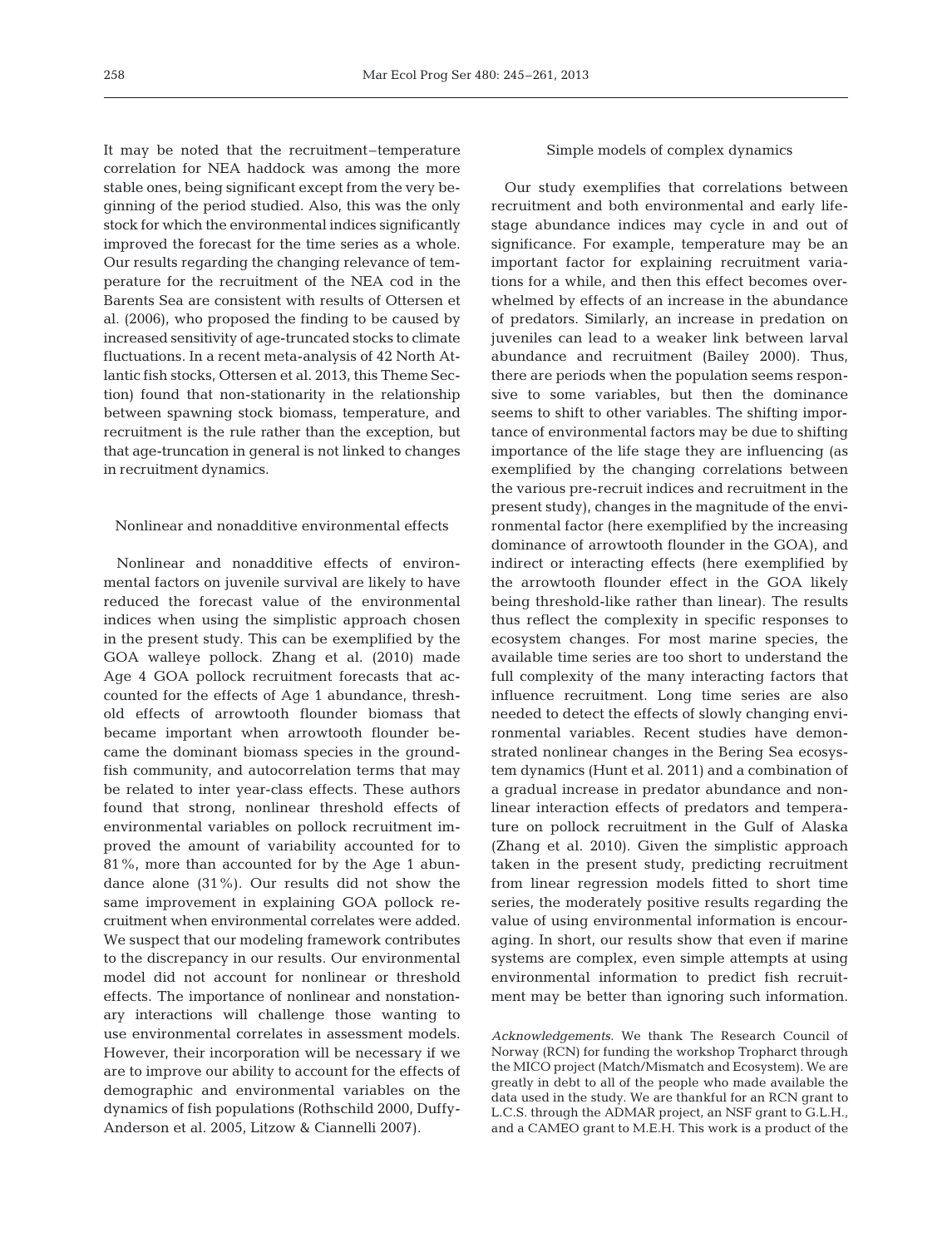It may be noted that the recruitment–temperature correlation for NEA haddock was among the more stable ones, being significant except from the very beginning of the period studied. Also, this was the only stock for which the environmental indices significantly improved the forecast for the time series as a whole. Our results regarding the changing relevance of temperature for the recruitment of the NEA cod in the Barents Sea are consistent with results of Ottersen et al. (2006), who proposed the finding to be caused by increased sensitivity of age-truncated stocks to climate fluctuations. In a recent meta-analysis of 42 North Atlantic fish stocks, Ottersen et al. 2013, this Theme Section) found that non-stationarity in the relationship between spawning stock biomass, temperature, and recruitment is the rule rather than the exception, but that age-truncation in general is not linked to changes in recruitment dynamics.

## Nonlinear and nonadditive environmental effects

Nonlinear and nonadditive effects of environmental factors on juvenile survival are likely to have reduced the forecast value of the environmental indices when using the simplistic approach chosen in the present study. This can be exemplified by the GOA walleye pollock. Zhang et al. (2010) made Age 4 GOA pollock recruitment forecasts that accounted for the effects of Age 1 abundance, threshold effects of arrowtooth flounder biomass that became important when arrowtooth flounder became the dominant biomass species in the groundfish community, and autocorrelation terms that may be related to inter year-class effects. These authors found that strong, nonlinear threshold effects of environmental variables on pollock recruitment improved the amount of variability accounted for to 81%, more than accounted for by the Age 1 abundance alone (31%). Our results did not show the same improvement in explaining GOA pollock recruitment when environmental correlates were added. We suspect that our modeling framework contributes to the discrepancy in our results. Our environmental model did not account for nonlinear or threshold effects. The importance of nonlinear and nonstationary interactions will challenge those wanting to use environmental correlates in assessment models. However, their incorporation will be necessary if we are to improve our ability to account for the effects of demographic and environmental variables on the dynamics of fish populations (Rothschild 2000, Duffy-Anderson et al. 2005, Litzow & Ciannelli 2007).

## Simple models of complex dynamics

Our study exemplifies that correlations between recruitment and both environmental and early life-stage abundance indices may cycle in and out of significance. For example, temperature may be an important factor for explaining recruitment variations for a while, and then this effect becomes overwhelmed by effects of an increase in the abundance of predators. Similarly, an increase in predation on juveniles can lead to a weaker link between larval abundance and recruitment (Bailey 2000). Thus, there are periods when the population seems responsive to some variables, but then the dominance seems to shift to other variables. The shifting importance of environmental factors may be due to shifting importance of the life stage they are influencing (as exemplified by the changing correlations between the various pre-recruit indices and recruitment in the present study), changes in the magnitude of the environmental factor (here exemplified by the increasing dominance of arrowtooth flounder in the GOA), and indirect or interacting effects (here exemplified by the arrowtooth flounder effect in the GOA likely being threshold-like rather than linear). The results thus reflect the complexity in specific responses to ecosystem changes. For most marine species, the available time series are too short to understand the full complexity of the many interacting factors that influence recruitment. Long time series are also needed to detect the effects of slowly changing environmental variables. Recent studies have demonstrated nonlinear changes in the Bering Sea ecosystem dynamics (Hunt et al. 2011) and a combination of a gradual increase in predator abundance and nonlinear interaction effects of predators and temperature on pollock recruitment in the Gulf of Alaska (Zhang et al. 2010). Given the simplistic approach taken in the present study, predicting recruitment from linear regression models fitted to short time series, the moderately positive results regarding the value of using environmental information is encouraging. In short, our results show that even if marine systems are complex, even simple attempts at using environmental information to predict fish recruitment may be better than ignoring such information.

*Acknowledgements.* We thank The Research Council of Norway (RCN) for funding the workshop Tropharct through the MICO project (Match/Mismatch and Ecosystem). We are greatly in debt to all of the people who made available the data used in the study. We are thankful for an RCN grant to L.C.S. through the ADMAR project, an NSF grant to G.L.H., and a CAMEO grant to M.E.H. This work is a product of the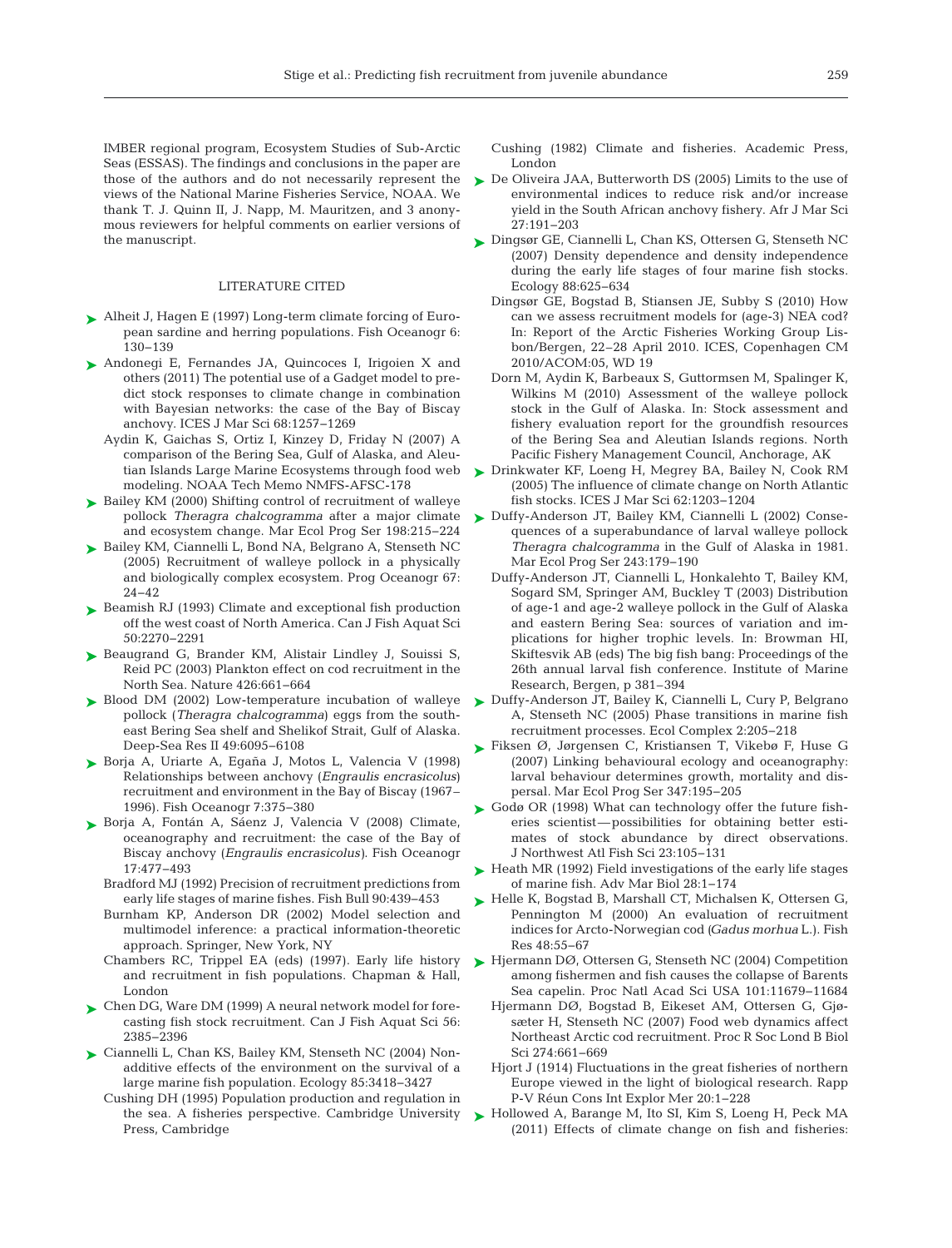IMBER regional program, Ecosystem Studies of Sub-Arctic Seas (ESSAS). The findings and conclusions in the paper are those of the authors and do not necessarily represent the views of the National Marine Fisheries Service, NOAA. We thank T. J. Quinn II, J. Napp, M. Mauritzen, and 3 anonymous reviewers for helpful comments on earlier versions of the manuscript.

## LITERATURE CITED

- Alheit J, Hagen E (1997) Long-term climate forcing of European sardine and herring populations. Fish Oceanogr 6: 130–139
- Andonegi E, Fernandes JA, Quincoces I, Irigoien X and others (2011) The potential use of a Gadget model to predict stock responses to climate change in combination with Bayesian networks: the case of the Bay of Biscay anchovy. ICES J Mar Sci 68:1257–1269
- Aydin K, Gaichas S, Ortiz I, Kinzey D, Friday N (2007) A comparison of the Bering Sea, Gulf of Alaska, and Aleutian Islands Large Marine Ecosystems through food web modeling. NOAA Tech Memo NMFS-AFSC-178
- Bailey KM (2000) Shifting control of recruitment of walleye pollock *Theragra chalcogramma* after a major climate and ecosystem change. Mar Ecol Prog Ser 198:215–224
- Bailey KM, Ciannelli L, Bond NA, Belgrano A, Stenseth NC (2005) Recruitment of walleye pollock in a physically and biologically complex ecosystem. Prog Oceanogr 67: 24–42
- Beamish RJ (1993) Climate and exceptional fish production off the west coast of North America. Can J Fish Aquat Sci 50:2270–2291
- Beaugrand G, Brander KM, Alistair Lindley J, Souissi S, Reid PC (2003) Plankton effect on cod recruitment in the North Sea. Nature 426:661–664
- Blood DM (2002) Low-temperature incubation of walleye pollock (*Theragra chalcogramma*) eggs from the southeast Bering Sea shelf and Shelikof Strait, Gulf of Alaska. Deep-Sea Res II 49:6095–6108
- Borja A, Uriarte A, Egaña J, Motos L, Valencia V (1998) Relationships between anchovy (*Engraulis encrasicolus*) recruitment and environment in the Bay of Biscay (1967–1996). Fish Oceanogr 7:375–380
- Borja A, Fontán A, Sáenz J, Valencia V (2008) Climate, oceanography and recruitment: the case of the Bay of Biscay anchovy (*Engraulis encrasicolus*). Fish Oceanogr 17:477–493
- Bradford MJ (1992) Precision of recruitment predictions from early life stages of marine fishes. Fish Bull 90:439–453
- Burnham KP, Anderson DR (2002) Model selection and multimodel inference: a practical information-theoretic approach. Springer, New York, NY
- Chambers RC, Trippel EA (eds) (1997). Early life history and recruitment in fish populations. Chapman & Hall, London
- Chen DG, Ware DM (1999) A neural network model for forecasting fish stock recruitment. Can J Fish Aquat Sci 56: 2385–2396
- Ciannelli L, Chan KS, Bailey KM, Stenseth NC (2004) Nonadditive effects of the environment on the survival of a large marine fish population. Ecology 85:3418–3427
- Cushing DH (1995) Population production and regulation in the sea. A fisheries perspective. Cambridge University Press, Cambridge
- Cushing (1982) Climate and fisheries. Academic Press, London
- De Oliveira JAA, Butterworth DS (2005) Limits to the use of environmental indices to reduce risk and/or increase yield in the South African anchovy fishery. Afr J Mar Sci 27:191–203
- Dingsør GE, Ciannelli L, Chan KS, Ottersen G, Stenseth NC (2007) Density dependence and density independence during the early life stages of four marine fish stocks. Ecology 88:625–634
- Dingsør GE, Bogstad B, Stiansen JE, Subby S (2010) How can we assess recruitment models for (age-3) NEA cod? In: Report of the Arctic Fisheries Working Group Lisbon/Bergen, 22–28 April 2010. ICES, Copenhagen CM 2010/ACOM:05, WD 19
- Dorn M, Aydin K, Barbeaux S, Guttormsen M, Spalinger K, Wilkins M (2010) Assessment of the walleye pollock stock in the Gulf of Alaska. In: Stock assessment and fishery evaluation report for the groundfish resources of the Bering Sea and Aleutian Islands regions. North Pacific Fishery Management Council, Anchorage, AK
- Drinkwater KF, Loeng H, Megrey BA, Bailey N, Cook RM (2005) The influence of climate change on North Atlantic fish stocks. ICES J Mar Sci 62:1203–1204
- Duffy-Anderson JT, Bailey KM, Ciannelli L (2002) Consequences of a superabundance of larval walleye pollock *Theragra chalcogramma* in the Gulf of Alaska in 1981. Mar Ecol Prog Ser 243:179–190
- Duffy-Anderson JT, Ciannelli L, Honkalehto T, Bailey KM, Sogard SM, Springer AM, Buckley T (2003) Distribution of age-1 and age-2 walleye pollock in the Gulf of Alaska and eastern Bering Sea: sources of variation and implications for higher trophic levels. In: Browman HI, Skiftesvik AB (eds) The big fish bang: Proceedings of the 26th annual larval fish conference. Institute of Marine Research, Bergen, p 381–394
- Duffy-Anderson JT, Bailey K, Ciannelli L, Cury P, Belgrano A, Stenseth NC (2005) Phase transitions in marine fish recruitment processes. Ecol Complex 2:205–218
- Fiksen Ø, Jørgensen C, Kristiansen T, Vikebø F, Huse G (2007) Linking behavioural ecology and oceanography: larval behaviour determines growth, mortality and dispersal. Mar Ecol Prog Ser 347:195–205
- Godø OR (1998) What can technology offer the future fisheries scientist — possibilities for obtaining better estimates of stock abundance by direct observations. J Northwest Atl Fish Sci 23:105–131
- Heath MR (1992) Field investigations of the early life stages of marine fish. Adv Mar Biol 28:1–174
- Helle K, Bogstad B, Marshall CT, Michalsen K, Ottersen G, Pennington M (2000) An evaluation of recruitment indices for Arcto-Norwegian cod (*Gadus morhua* L.). Fish Res 48:55–67
- Hjermann DØ, Ottersen G, Stenseth NC (2004) Competition among fishermen and fish causes the collapse of Barents Sea capelin. Proc Natl Acad Sci USA 101:11679–11684
- Hjermann DØ, Bogstad B, Eikeset AM, Ottersen G, Gjøsæter H, Stenseth NC (2007) Food web dynamics affect Northeast Arctic cod recruitment. Proc R Soc Lond B Biol Sci 274:661–669
- Hjort J (1914) Fluctuations in the great fisheries of northern Europe viewed in the light of biological research. Rapp P-V Réun Cons Int Explor Mer 20:1–228
- Hollowed A, Barange M, Ito SI, Kim S, Loeng H, Peck MA (2011) Effects of climate change on fish and fisheries: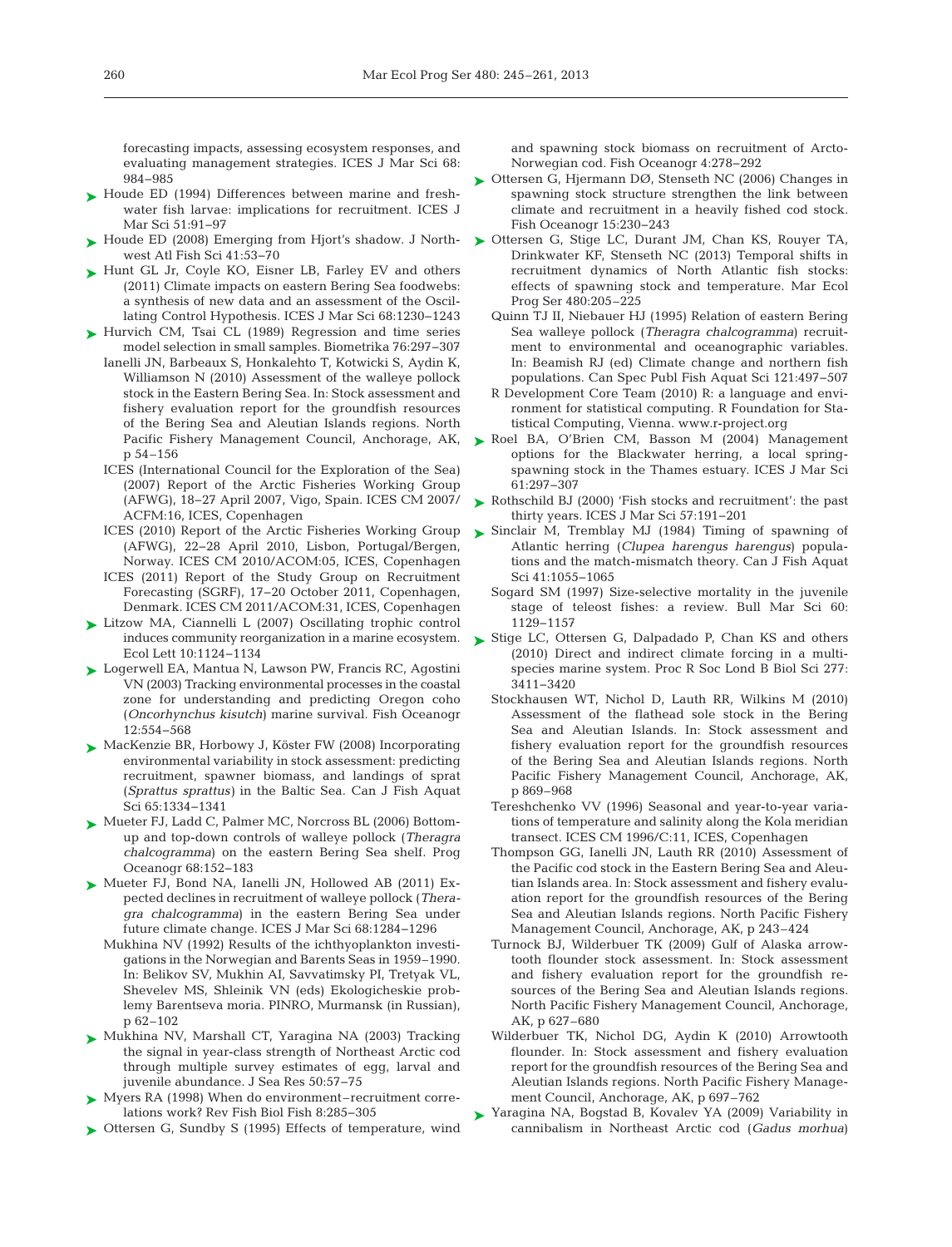forecasting impacts, assessing ecosystem responses, and evaluating management strategies. ICES J Mar Sci 68: 984–985

Houde ED (1994) Differences between marine and freshwater fish larvae: implications for recruitment. ICES J Mar Sci 51:91–97

Houde ED (2008) Emerging from Hjort's shadow. J Northwest Atl Fish Sci 41:53–70

Hunt GL Jr, Coyle KO, Eisner LB, Farley EV and others (2011) Climate impacts on eastern Bering Sea foodwebs: a synthesis of new data and an assessment of the Oscillating Control Hypothesis. ICES J Mar Sci 68:1230–1243

Hurvich CM, Tsai CL (1989) Regression and time series model selection in small samples. Biometrika 76:297–307

Ianelli JN, Barbeaux S, Honkalehto T, Kotwicki S, Aydin K, Williamson N (2010) Assessment of the walleye pollock stock in the Eastern Bering Sea. In: Stock assessment and fishery evaluation report for the groundfish resources of the Bering Sea and Aleutian Islands regions. North Pacific Fishery Management Council, Anchorage, AK, p 54–156

ICES (International Council for the Exploration of the Sea) (2007) Report of the Arctic Fisheries Working Group (AFWG), 18–27 April 2007, Vigo, Spain. ICES CM 2007/ACFM:16, ICES, Copenhagen

ICES (2010) Report of the Arctic Fisheries Working Group (AFWG), 22–28 April 2010, Lisbon, Portugal/Bergen, Norway. ICES CM 2010/ACOM:05, ICES, Copenhagen

ICES (2011) Report of the Study Group on Recruitment Forecasting (SGRF), 17–20 October 2011, Copenhagen, Denmark. ICES CM 2011/ACOM:31, ICES, Copenhagen

Litzow MA, Ciannelli L (2007) Oscillating trophic control induces community reorganization in a marine ecosystem. Ecol Lett 10:1124–1134

Logerwell EA, Mantua N, Lawson PW, Francis RC, Agostini VN (2003) Tracking environmental processes in the coastal zone for understanding and predicting Oregon coho (*Oncorhynchus kisutch*) marine survival. Fish Oceanogr 12:554–568

MacKenzie BR, Horbowy J, Köster FW (2008) Incorporating environmental variability in stock assessment: predicting recruitment, spawner biomass, and landings of sprat (*Sprattus sprattus*) in the Baltic Sea. Can J Fish Aquat Sci 65:1334–1341

Mueter FJ, Ladd C, Palmer MC, Norcross BL (2006) Bottom-up and top-down controls of walleye pollock (*Theragra chalcogramma*) on the eastern Bering Sea shelf. Prog Oceanogr 68:152–183

Mueter FJ, Bond NA, Ianelli JN, Hollowed AB (2011) Expected declines in recruitment of walleye pollock (*Theragra chalcogramma*) in the eastern Bering Sea under future climate change. ICES J Mar Sci 68:1284–1296

Mukhina NV (1992) Results of the ichthyoplankton investigations in the Norwegian and Barents Seas in 1959–1990. In: Belikov SV, Mukhin AI, Savvatimsky PI, Tretyak VL, Shevelev MS, Shleinik VN (eds) Ekologicheskie problemy Barentseva moria. PINRO, Murmansk (in Russian), p 62–102

Mukhina NV, Marshall CT, Yaragina NA (2003) Tracking the signal in year-class strength of Northeast Arctic cod through multiple survey estimates of egg, larval and juvenile abundance. J Sea Res 50:57–75

Myers RA (1998) When do environment–recruitment correlations work? Rev Fish Biol Fish 8:285–305

Ottersen G, Sundby S (1995) Effects of temperature, wind and spawning stock biomass on recruitment of Arcto-Norwegian cod. Fish Oceanogr 4:278–292

Ottersen G, Hjermann DØ, Stenseth NC (2006) Changes in spawning stock structure strengthen the link between climate and recruitment in a heavily fished cod stock. Fish Oceanogr 15:230–243

Ottersen G, Stige LC, Durant JM, Chan KS, Rouyer TA, Drinkwater KF, Stenseth NC (2013) Temporal shifts in recruitment dynamics of North Atlantic fish stocks: effects of spawning stock and temperature. Mar Ecol Prog Ser 480:205–225

Quinn TJ II, Niebauer HJ (1995) Relation of eastern Bering Sea walleye pollock (*Theragra chalcogramma*) recruitment to environmental and oceanographic variables. In: Beamish RJ (ed) Climate change and northern fish populations. Can Spec Publ Fish Aquat Sci 121:497–507

R Development Core Team (2010) R: a language and environment for statistical computing. R Foundation for Statistical Computing, Vienna. www.r-project.org

Roel BA, O'Brien CM, Basson M (2004) Management options for the Blackwater herring, a local spring-spawning stock in the Thames estuary. ICES J Mar Sci 61:297–307

Rothschild BJ (2000) 'Fish stocks and recruitment': the past thirty years. ICES J Mar Sci 57:191–201

Sinclair M, Tremblay MJ (1984) Timing of spawning of Atlantic herring (*Clupea harengus harengus*) populations and the match-mismatch theory. Can J Fish Aquat Sci 41:1055–1065

Sogard SM (1997) Size-selective mortality in the juvenile stage of teleost fishes: a review. Bull Mar Sci 60: 1129–1157

Stige LC, Ottersen G, Dalpadado P, Chan KS and others (2010) Direct and indirect climate forcing in a multi-species marine system. Proc R Soc Lond B Biol Sci 277: 3411–3420

Stockhausen WT, Nichol D, Lauth RR, Wilkins M (2010) Assessment of the flathead sole stock in the Bering Sea and Aleutian Islands. In: Stock assessment and fishery evaluation report for the groundfish resources of the Bering Sea and Aleutian Islands regions. North Pacific Fishery Management Council, Anchorage, AK, p 869–968

Tereshchenko VV (1996) Seasonal and year-to-year variations of temperature and salinity along the Kola meridian transect. ICES CM 1996/C:11, ICES, Copenhagen

Thompson GG, Ianelli JN, Lauth RR (2010) Assessment of the Pacific cod stock in the Eastern Bering Sea and Aleutian Islands area. In: Stock assessment and fishery evaluation report for the groundfish resources of the Bering Sea and Aleutian Islands regions. North Pacific Fishery Management Council, Anchorage, AK, p 243–424

Turnock BJ, Wilderbuer TK (2009) Gulf of Alaska arrowtooth flounder stock assessment. In: Stock assessment and fishery evaluation report for the groundfish resources of the Bering Sea and Aleutian Islands regions. North Pacific Fishery Management Council, Anchorage, AK, p 627–680

Wilderbuer TK, Nichol DG, Aydin K (2010) Arrowtooth flounder. In: Stock assessment and fishery evaluation report for the groundfish resources of the Bering Sea and Aleutian Islands regions. North Pacific Fishery Management Council, Anchorage, AK, p 697–762

Yaragina NA, Bogstad B, Kovalev YA (2009) Variability in cannibalism in Northeast Arctic cod (*Gadus morhua*)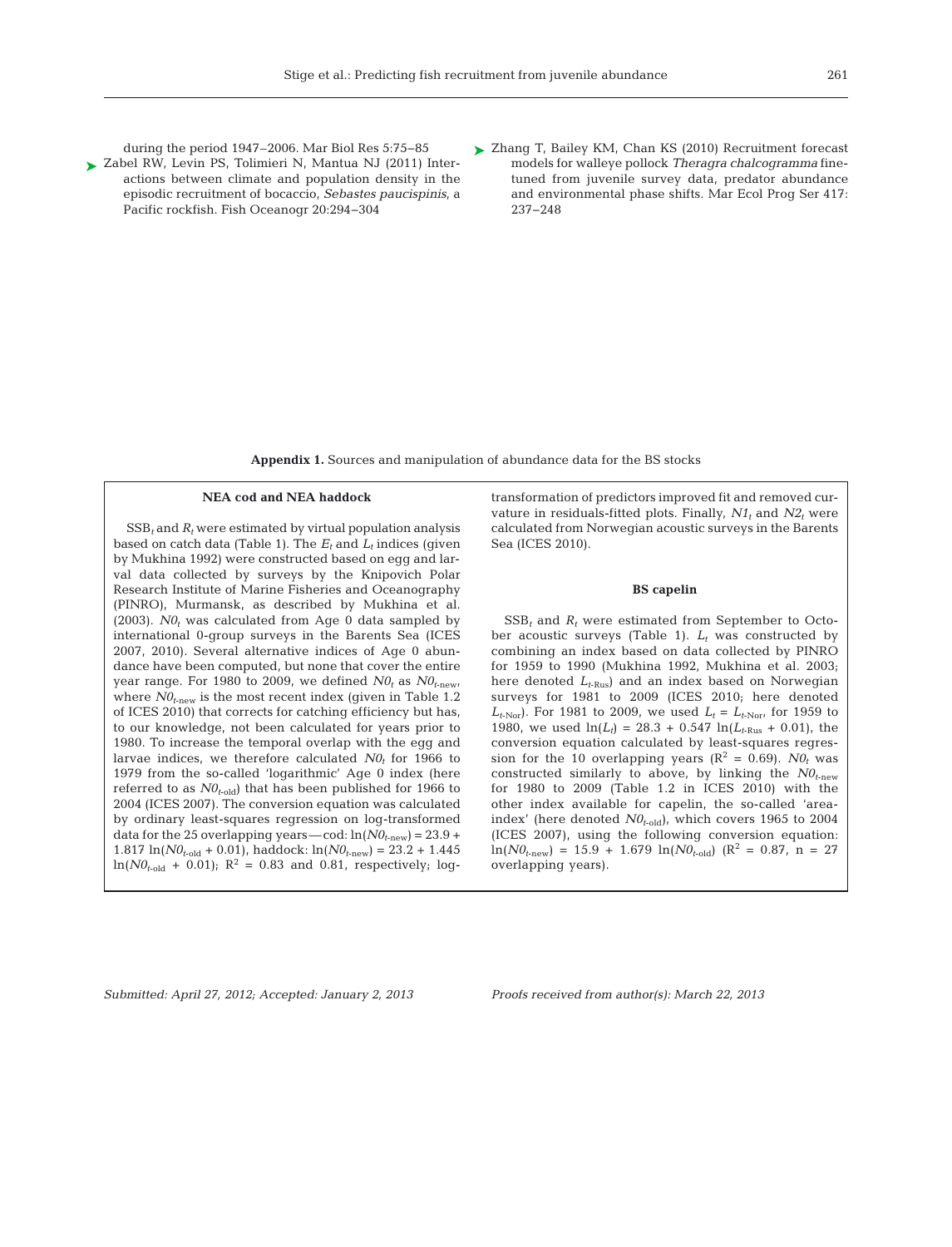during the period 1947–2006. Mar Biol Res 5:75–85

Zabel RW, Levin PS, Tolimieri N, Mantua NJ (2011) Interactions between climate and population density in the episodic recruitment of bocaccio, *Sebastes paucispinis*, a Pacific rockfish. Fish Oceanogr 20:294–304

Zhang T, Bailey KM, Chan KS (2010) Recruitment forecast models for walleye pollock *Theragra chalcogramma* fine-tuned from juvenile survey data, predator abundance and environmental phase shifts. Mar Ecol Prog Ser 417: 237–248

**Appendix 1.** Sources and manipulation of abundance data for the BS stocks

#### NEA cod and NEA haddock

$SSB_t$ and $R_t$ were estimated by virtual population analysis based on catch data (Table 1). The $E_t$ and $L_t$ indices (given by Mukhina 1992) were constructed based on egg and larval data collected by surveys by the Knipovich Polar Research Institute of Marine Fisheries and Oceanography (PINRO), Murmansk, as described by Mukhina et al. (2003). $N0_t$ was calculated from Age 0 data sampled by international 0-group surveys in the Barents Sea (ICES 2007, 2010). Several alternative indices of Age 0 abundance have been computed, but none that cover the entire year range. For 1980 to 2009, we defined $N0_t$ as $N0_{t\text{-new}}$, where $N0_{t\text{-new}}$ is the most recent index (given in Table 1.2 of ICES 2010) that corrects for catching efficiency but has, to our knowledge, not been calculated for years prior to 1980. To increase the temporal overlap with the egg and larvae indices, we therefore calculated $N0_t$ for 1966 to 1979 from the so-called 'logarithmic' Age 0 index (here referred to as $N0_{t\text{-old}}$) that has been published for 1966 to 2004 (ICES 2007). The conversion equation was calculated by ordinary least-squares regression on log-transformed data for the 25 overlapping years — cod: $\ln(N0_{t\text{-new}}) = 23.9 + 1.817 \ln(N0_{t\text{-old}} + 0.01)$, haddock: $\ln(N0_{t\text{-new}}) = 23.2 + 1.445 \ln(N0_{t\text{-old}} + 0.01)$; $R^2 = 0.83$ and $0.81$, respectively; log-transformation of predictors improved fit and removed curvature in residuals-fitted plots. Finally, $N1_t$ and $N2_t$ were calculated from Norwegian acoustic surveys in the Barents Sea (ICES 2010).

#### BS capelin

$SSB_t$ and $R_t$ were estimated from September to October acoustic surveys (Table 1). $L_t$ was constructed by combining an index based on data collected by PINRO for 1959 to 1990 (Mukhina 1992, Mukhina et al. 2003; here denoted $L_{t\text{-Rus}}$) and an index based on Norwegian surveys for 1981 to 2009 (ICES 2010; here denoted $L_{t\text{-Nor}}$). For 1981 to 2009, we used $L_t = L_{t\text{-Nor}}$, for 1959 to 1980, we used $\ln(L_t) = 28.3 + 0.547 \ln(L_{t\text{-Rus}} + 0.01)$, the conversion equation calculated by least-squares regression for the 10 overlapping years ($R^2 = 0.69$). $N0_t$ was constructed similarly to above, by linking the $N0_{t\text{-new}}$ for 1980 to 2009 (Table 1.2 in ICES 2010) with the other index available for capelin, the so-called 'area-index' (here denoted $N0_{t\text{-old}}$), which covers 1965 to 2004 (ICES 2007), using the following conversion equation: $\ln(N0_{t\text{-new}}) = 15.9 + 1.679 \ln(N0_{t\text{-old}})$ ($R^2 = 0.87$, $n = 27$ overlapping years).

*Submitted: April 27, 2012; Accepted: January 2, 2013*

*Proofs received from author(s): March 22, 2013*